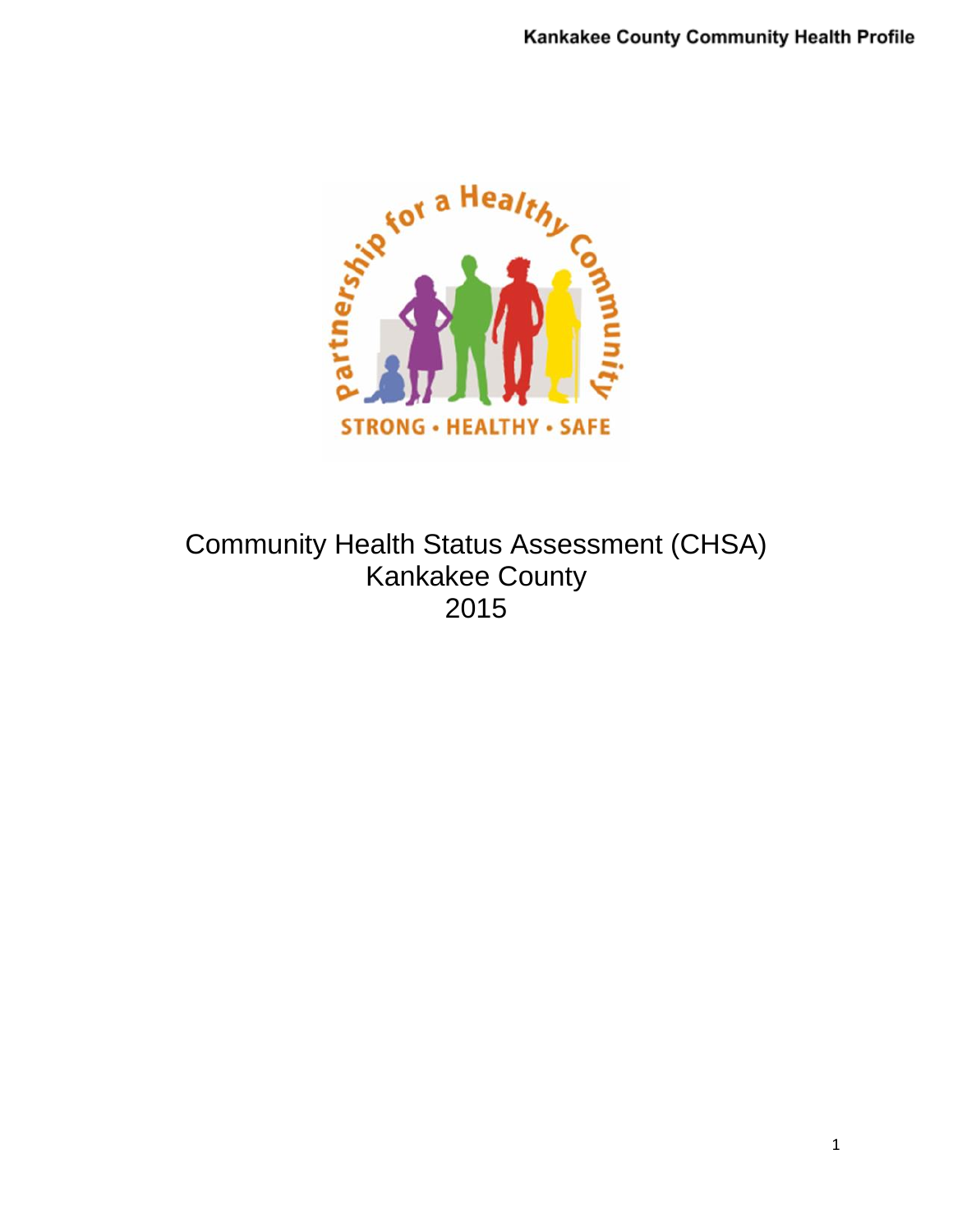# Community Health Status Assessment (CHSA)

## Kankakee County

## 2015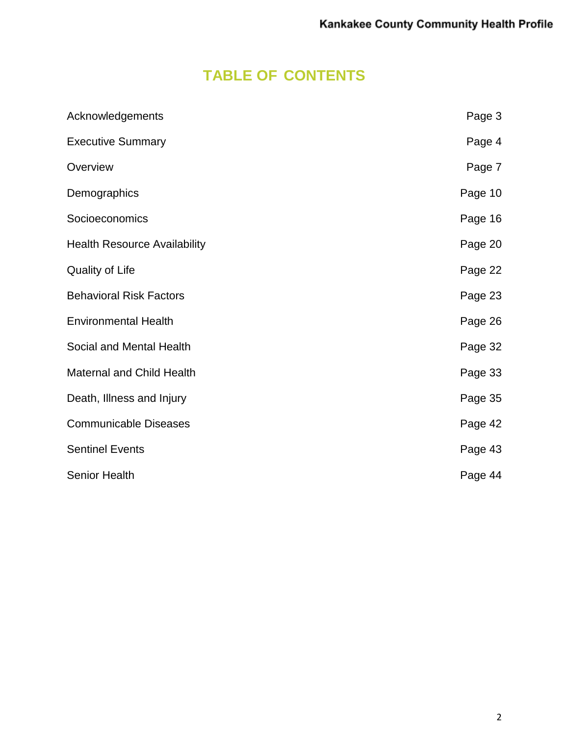# TABLE OF CONTENTS

| | |
|---|---|
| Acknowledgements | Page 3 |
| Executive Summary | Page 4 |
| Overview | Page 7 |
| Demographics | Page 10 |
| Socioeconomics | Page 16 |
| Health Resource Availability | Page 20 |
| Quality of Life | Page 22 |
| Behavioral Risk Factors | Page 23 |
| Environmental Health | Page 26 |
| Social and Mental Health | Page 32 |
| Maternal and Child Health | Page 33 |
| Death, Illness and Injury | Page 35 |
| Communicable Diseases | Page 42 |
| Sentinel Events | Page 43 |
| Senior Health | Page 44 |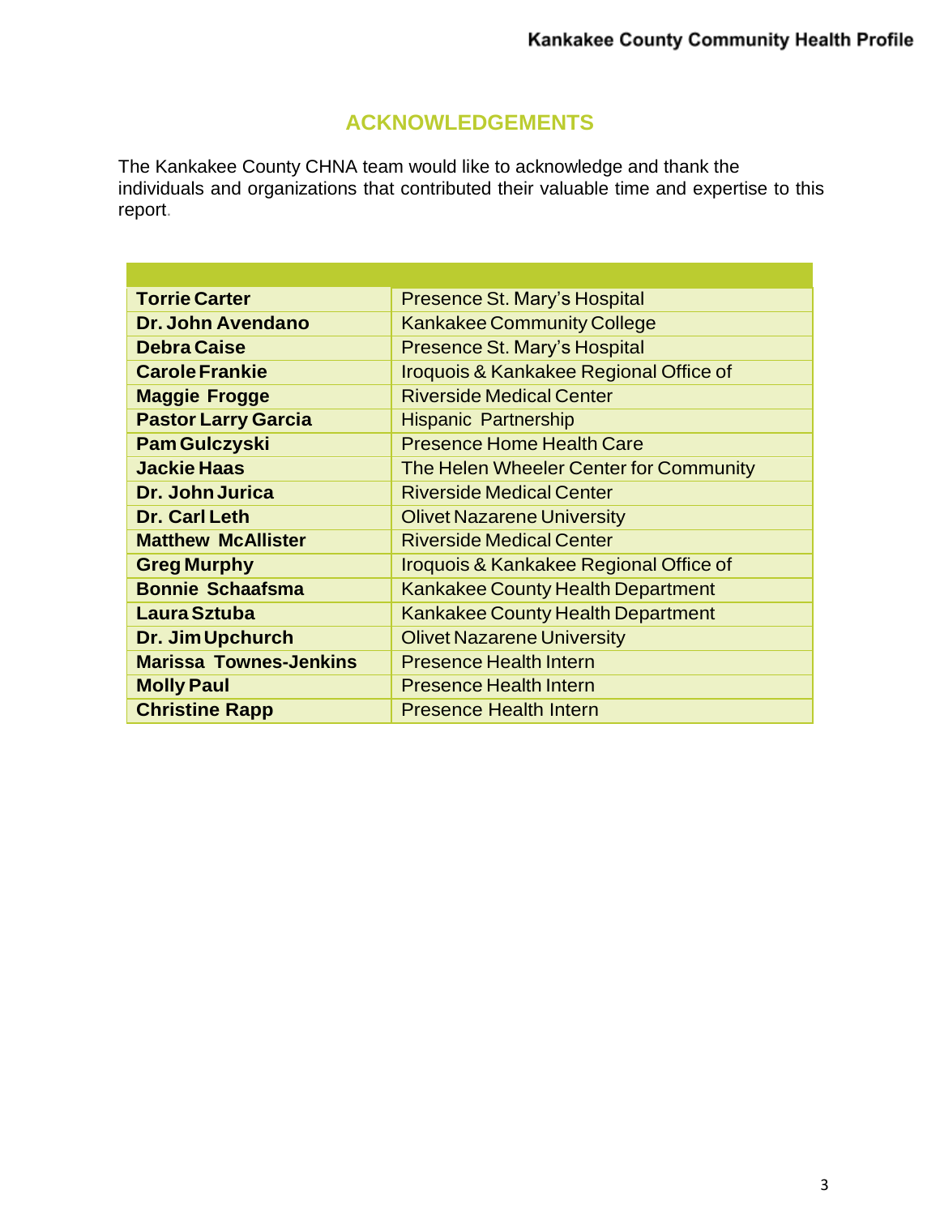# ACKNOWLEDGEMENTS

The Kankakee County CHNA team would like to acknowledge and thank the individuals and organizations that contributed their valuable time and expertise to this report.

| | |
|---|---|
| **Torrie Carter** | Presence St. Mary's Hospital |
| **Dr. John Avendano** | Kankakee Community College |
| **Debra Caise** | Presence St. Mary's Hospital |
| **Carole Frankie** | Iroquois & Kankakee Regional Office of |
| **Maggie Frogge** | Riverside Medical Center |
| **Pastor Larry Garcia** | Hispanic Partnership |
| **Pam Gulczyski** | Presence Home Health Care |
| **Jackie Haas** | The Helen Wheeler Center for Community |
| **Dr. John Jurica** | Riverside Medical Center |
| **Dr. Carl Leth** | Olivet Nazarene University |
| **Matthew McAllister** | Riverside Medical Center |
| **Greg Murphy** | Iroquois & Kankakee Regional Office of |
| **Bonnie Schaafsma** | Kankakee County Health Department |
| **Laura Sztuba** | Kankakee County Health Department |
| **Dr. Jim Upchurch** | Olivet Nazarene University |
| **Marissa Townes-Jenkins** | Presence Health Intern |
| **Molly Paul** | Presence Health Intern |
| **Christine Rapp** | Presence Health Intern |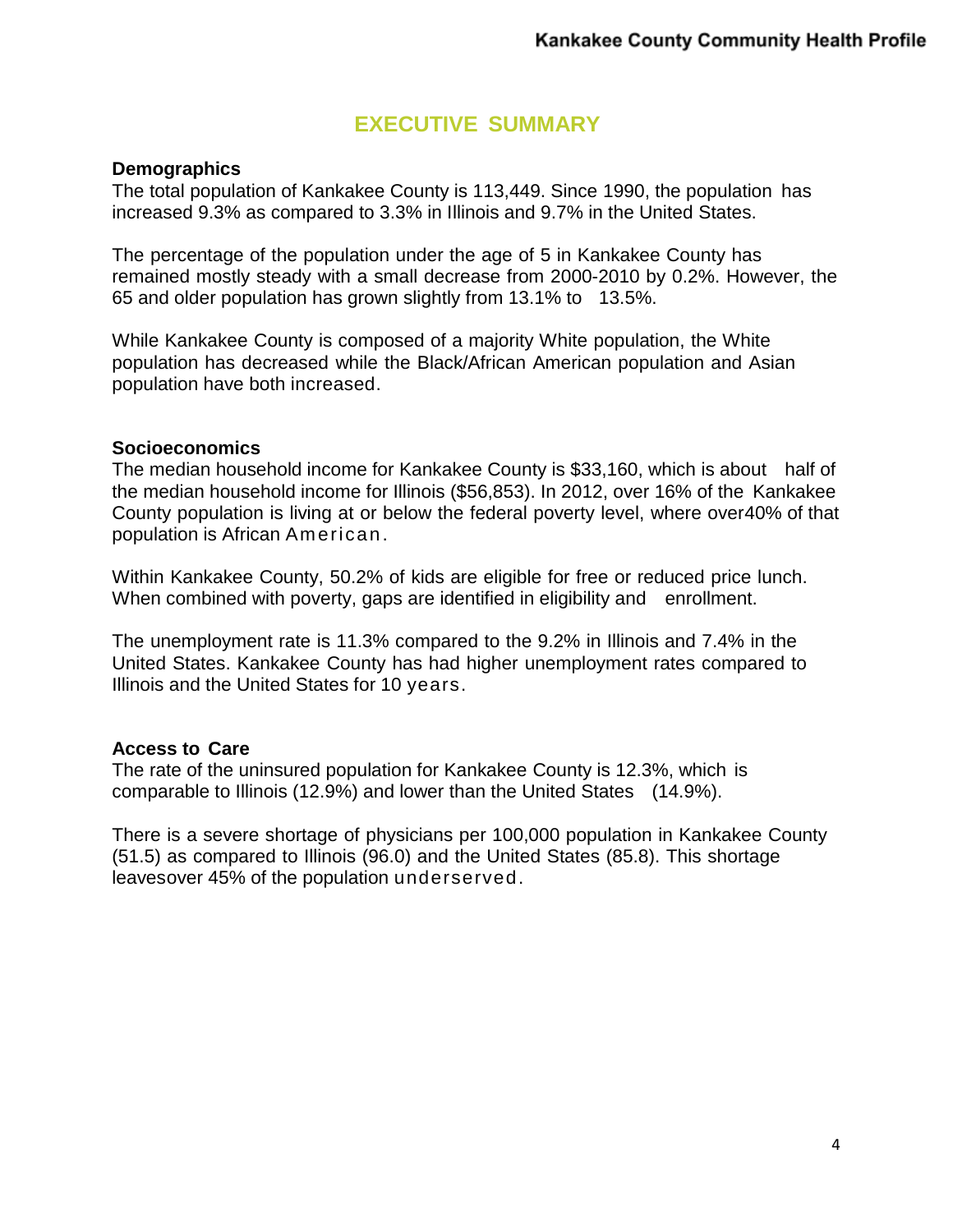# EXECUTIVE SUMMARY

### Demographics

The total population of Kankakee County is 113,449. Since 1990, the population has increased 9.3% as compared to 3.3% in Illinois and 9.7% in the United States.

The percentage of the population under the age of 5 in Kankakee County has remained mostly steady with a small decrease from 2000-2010 by 0.2%. However, the 65 and older population has grown slightly from 13.1% to 13.5%.

While Kankakee County is composed of a majority White population, the White population has decreased while the Black/African American population and Asian population have both increased.

### Socioeconomics

The median household income for Kankakee County is $33,160, which is about half of the median household income for Illinois ($56,853). In 2012, over 16% of the Kankakee County population is living at or below the federal poverty level, where over40% of that population is African American.

Within Kankakee County, 50.2% of kids are eligible for free or reduced price lunch. When combined with poverty, gaps are identified in eligibility and enrollment.

The unemployment rate is 11.3% compared to the 9.2% in Illinois and 7.4% in the United States. Kankakee County has had higher unemployment rates compared to Illinois and the United States for 10 years.

### Access to Care

The rate of the uninsured population for Kankakee County is 12.3%, which is comparable to Illinois (12.9%) and lower than the United States (14.9%).

There is a severe shortage of physicians per 100,000 population in Kankakee County (51.5) as compared to Illinois (96.0) and the United States (85.8). This shortage leavesover 45% of the population underserved.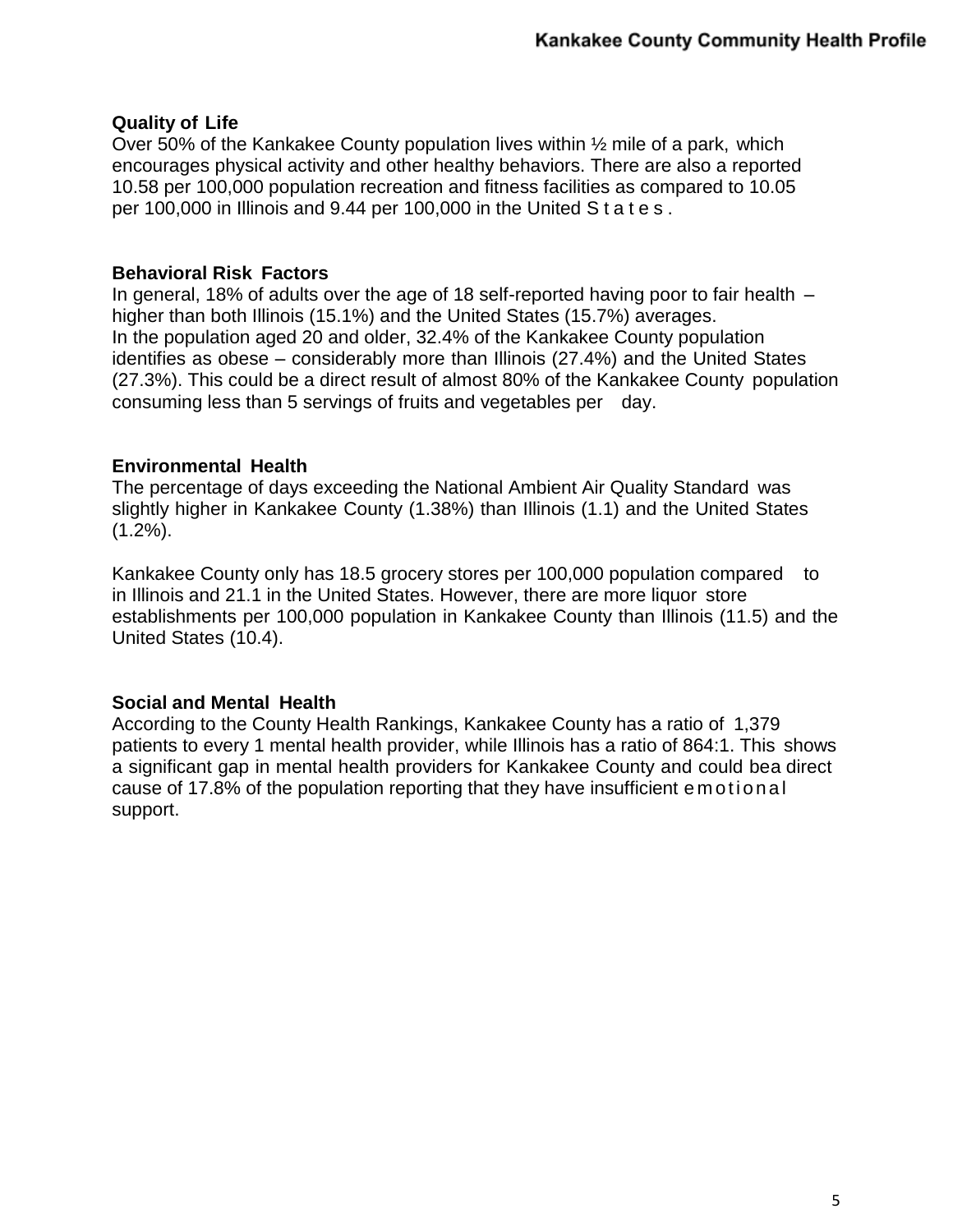## Quality of Life

Over 50% of the Kankakee County population lives within ½ mile of a park, which encourages physical activity and other healthy behaviors. There are also a reported 10.58 per 100,000 population recreation and fitness facilities as compared to 10.05 per 100,000 in Illinois and 9.44 per 100,000 in the United States.

## Behavioral Risk Factors

In general, 18% of adults over the age of 18 self-reported having poor to fair health – higher than both Illinois (15.1%) and the United States (15.7%) averages.
In the population aged 20 and older, 32.4% of the Kankakee County population identifies as obese – considerably more than Illinois (27.4%) and the United States (27.3%). This could be a direct result of almost 80% of the Kankakee County population consuming less than 5 servings of fruits and vegetables per day.

## Environmental Health

The percentage of days exceeding the National Ambient Air Quality Standard was slightly higher in Kankakee County (1.38%) than Illinois (1.1) and the United States (1.2%).

Kankakee County only has 18.5 grocery stores per 100,000 population compared to in Illinois and 21.1 in the United States. However, there are more liquor store establishments per 100,000 population in Kankakee County than Illinois (11.5) and the United States (10.4).

## Social and Mental Health

According to the County Health Rankings, Kankakee County has a ratio of 1,379 patients to every 1 mental health provider, while Illinois has a ratio of 864:1. This shows a significant gap in mental health providers for Kankakee County and could bea direct cause of 17.8% of the population reporting that they have insufficient emotional support.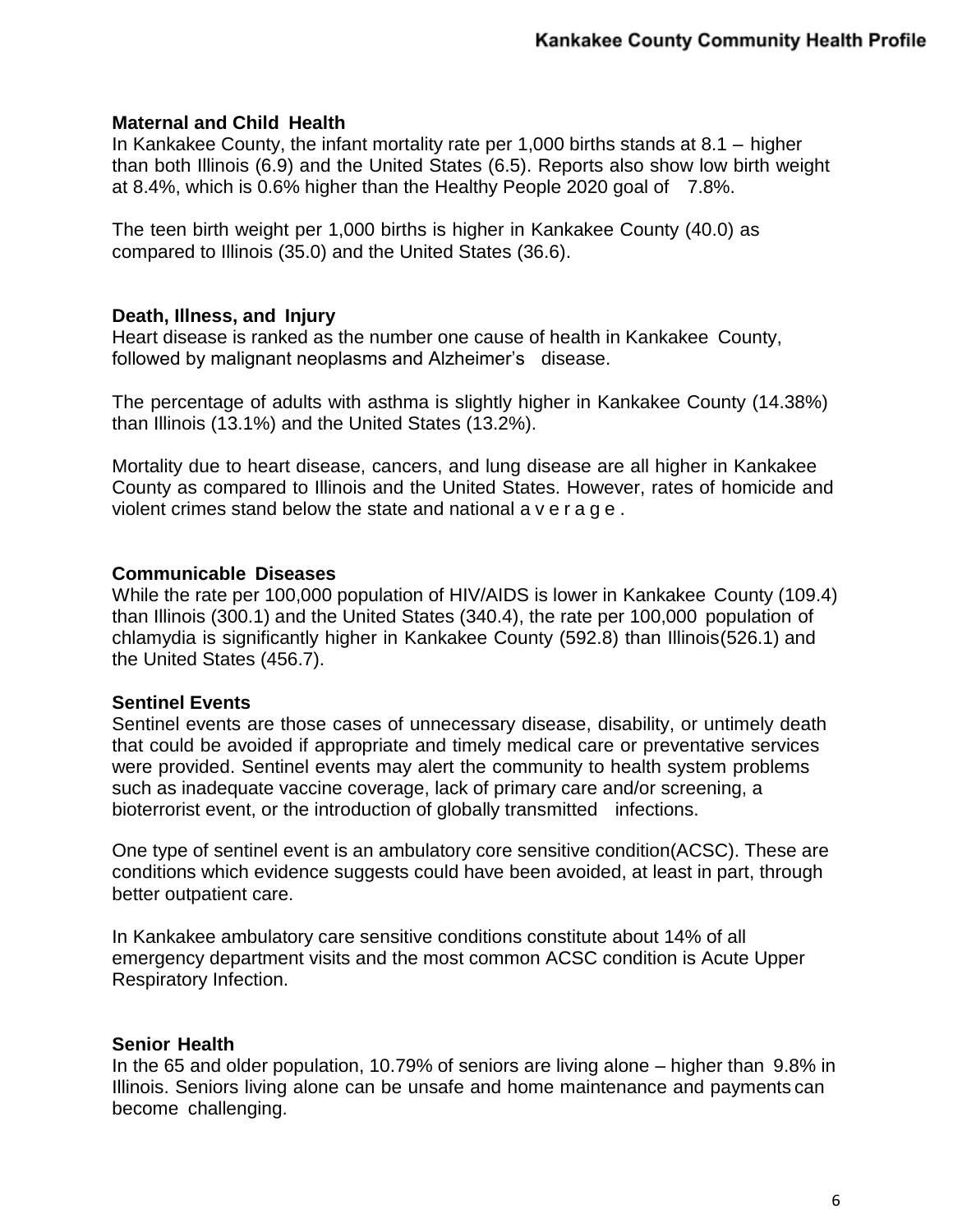## Maternal and Child Health

In Kankakee County, the infant mortality rate per 1,000 births stands at 8.1 – higher than both Illinois (6.9) and the United States (6.5). Reports also show low birth weight at 8.4%, which is 0.6% higher than the Healthy People 2020 goal of 7.8%.

The teen birth weight per 1,000 births is higher in Kankakee County (40.0) as compared to Illinois (35.0) and the United States (36.6).

## Death, Illness, and Injury

Heart disease is ranked as the number one cause of health in Kankakee County, followed by malignant neoplasms and Alzheimer's disease.

The percentage of adults with asthma is slightly higher in Kankakee County (14.38%) than Illinois (13.1%) and the United States (13.2%).

Mortality due to heart disease, cancers, and lung disease are all higher in Kankakee County as compared to Illinois and the United States. However, rates of homicide and violent crimes stand below the state and national average.

## Communicable Diseases

While the rate per 100,000 population of HIV/AIDS is lower in Kankakee County (109.4) than Illinois (300.1) and the United States (340.4), the rate per 100,000 population of chlamydia is significantly higher in Kankakee County (592.8) than Illinois(526.1) and the United States (456.7).

## Sentinel Events

Sentinel events are those cases of unnecessary disease, disability, or untimely death that could be avoided if appropriate and timely medical care or preventative services were provided. Sentinel events may alert the community to health system problems such as inadequate vaccine coverage, lack of primary care and/or screening, a bioterrorist event, or the introduction of globally transmitted infections.

One type of sentinel event is an ambulatory core sensitive condition(ACSC). These are conditions which evidence suggests could have been avoided, at least in part, through better outpatient care.

In Kankakee ambulatory care sensitive conditions constitute about 14% of all emergency department visits and the most common ACSC condition is Acute Upper Respiratory Infection.

## Senior Health

In the 65 and older population, 10.79% of seniors are living alone – higher than 9.8% in Illinois. Seniors living alone can be unsafe and home maintenance and payments can become challenging.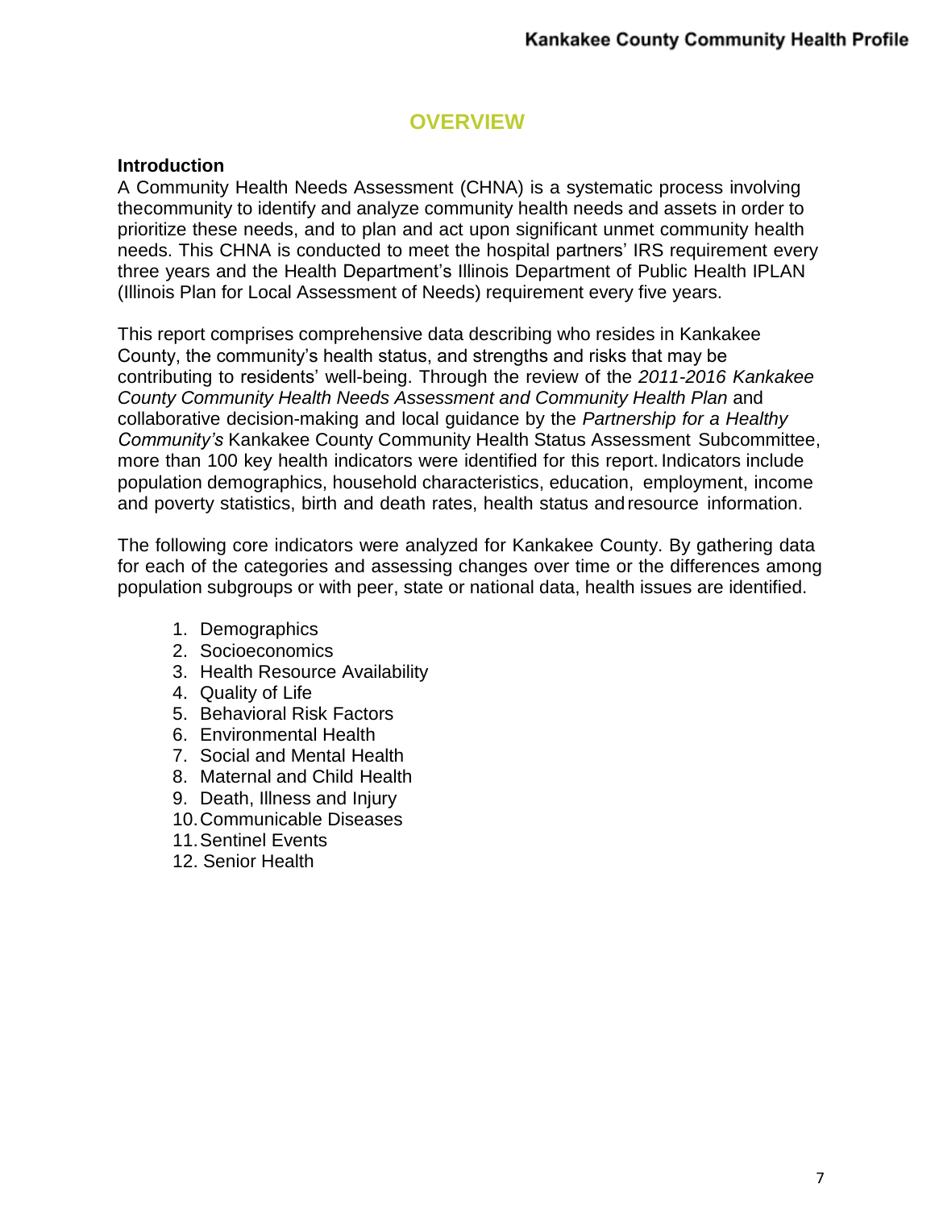# OVERVIEW

### Introduction

A Community Health Needs Assessment (CHNA) is a systematic process involving the community to identify and analyze community health needs and assets in order to prioritize these needs, and to plan and act upon significant unmet community health needs. This CHNA is conducted to meet the hospital partners' IRS requirement every three years and the Health Department's Illinois Department of Public Health IPLAN (Illinois Plan for Local Assessment of Needs) requirement every five years.

This report comprises comprehensive data describing who resides in Kankakee County, the community's health status, and strengths and risks that may be contributing to residents' well-being. Through the review of the *2011-2016 Kankakee County Community Health Needs Assessment and Community Health Plan* and collaborative decision-making and local guidance by the *Partnership for a Healthy Community's* Kankakee County Community Health Status Assessment Subcommittee, more than 100 key health indicators were identified for this report. Indicators include population demographics, household characteristics, education, employment, income and poverty statistics, birth and death rates, health status and resource information.

The following core indicators were analyzed for Kankakee County. By gathering data for each of the categories and assessing changes over time or the differences among population subgroups or with peer, state or national data, health issues are identified.

1. Demographics
2. Socioeconomics
3. Health Resource Availability
4. Quality of Life
5. Behavioral Risk Factors
6. Environmental Health
7. Social and Mental Health
8. Maternal and Child Health
9. Death, Illness and Injury
10. Communicable Diseases
11. Sentinel Events
12. Senior Health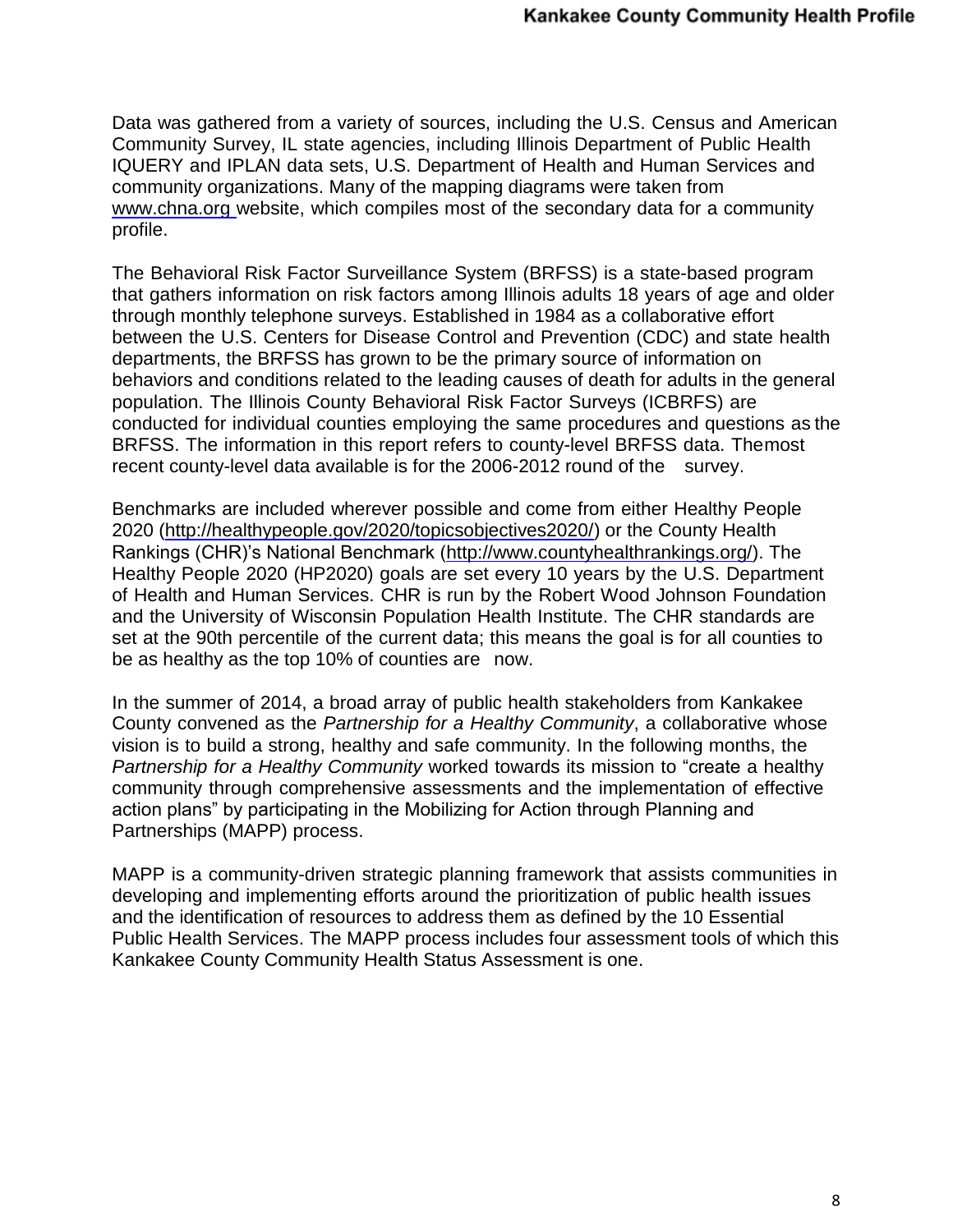Data was gathered from a variety of sources, including the U.S. Census and American Community Survey, IL state agencies, including Illinois Department of Public Health IQUERY and IPLAN data sets, U.S. Department of Health and Human Services and community organizations. Many of the mapping diagrams were taken from www.chna.org website, which compiles most of the secondary data for a community profile.

The Behavioral Risk Factor Surveillance System (BRFSS) is a state-based program that gathers information on risk factors among Illinois adults 18 years of age and older through monthly telephone surveys. Established in 1984 as a collaborative effort between the U.S. Centers for Disease Control and Prevention (CDC) and state health departments, the BRFSS has grown to be the primary source of information on behaviors and conditions related to the leading causes of death for adults in the general population. The Illinois County Behavioral Risk Factor Surveys (ICBRFS) are conducted for individual counties employing the same procedures and questions as the BRFSS. The information in this report refers to county-level BRFSS data. The most recent county-level data available is for the 2006-2012 round of the survey.

Benchmarks are included wherever possible and come from either Healthy People 2020 (http://healthypeople.gov/2020/topicsobjectives2020/) or the County Health Rankings (CHR)'s National Benchmark (http://www.countyhealthrankings.org/). The Healthy People 2020 (HP2020) goals are set every 10 years by the U.S. Department of Health and Human Services. CHR is run by the Robert Wood Johnson Foundation and the University of Wisconsin Population Health Institute. The CHR standards are set at the 90th percentile of the current data; this means the goal is for all counties to be as healthy as the top 10% of counties are now.

In the summer of 2014, a broad array of public health stakeholders from Kankakee County convened as the *Partnership for a Healthy Community*, a collaborative whose vision is to build a strong, healthy and safe community. In the following months, the *Partnership for a Healthy Community* worked towards its mission to "create a healthy community through comprehensive assessments and the implementation of effective action plans" by participating in the Mobilizing for Action through Planning and Partnerships (MAPP) process.

MAPP is a community-driven strategic planning framework that assists communities in developing and implementing efforts around the prioritization of public health issues and the identification of resources to address them as defined by the 10 Essential Public Health Services. The MAPP process includes four assessment tools of which this Kankakee County Community Health Status Assessment is one.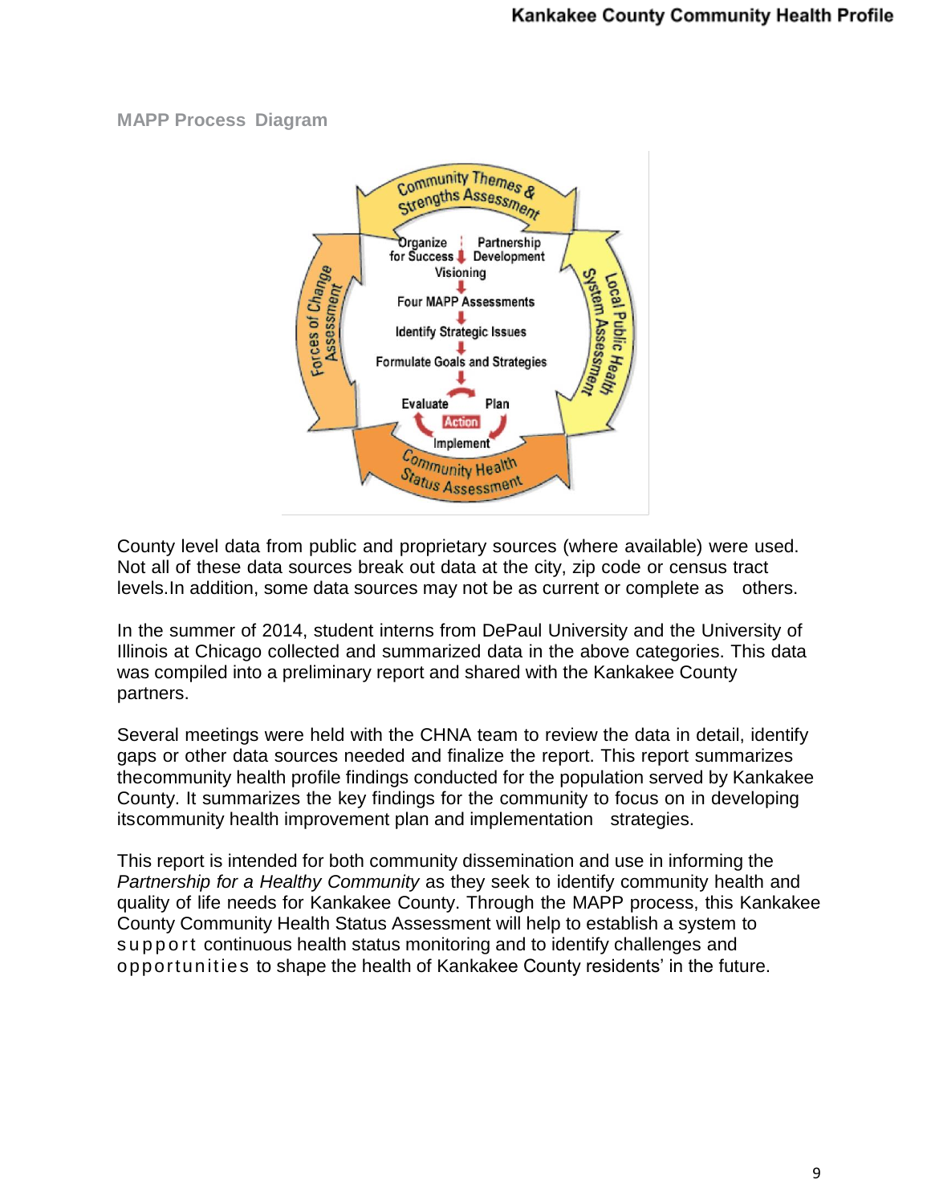**MAPP Process Diagram**

County level data from public and proprietary sources (where available) were used. Not all of these data sources break out data at the city, zip code or census tract levels.In addition, some data sources may not be as current or complete as others.

In the summer of 2014, student interns from DePaul University and the University of Illinois at Chicago collected and summarized data in the above categories. This data was compiled into a preliminary report and shared with the Kankakee County partners.

Several meetings were held with the CHNA team to review the data in detail, identify gaps or other data sources needed and finalize the report. This report summarizes thecommunity health profile findings conducted for the population served by Kankakee County. It summarizes the key findings for the community to focus on in developing itscommunity health improvement plan and implementation strategies.

This report is intended for both community dissemination and use in informing the *Partnership for a Healthy Community* as they seek to identify community health and quality of life needs for Kankakee County. Through the MAPP process, this Kankakee County Community Health Status Assessment will help to establish a system to support continuous health status monitoring and to identify challenges and opportunities to shape the health of Kankakee County residents' in the future.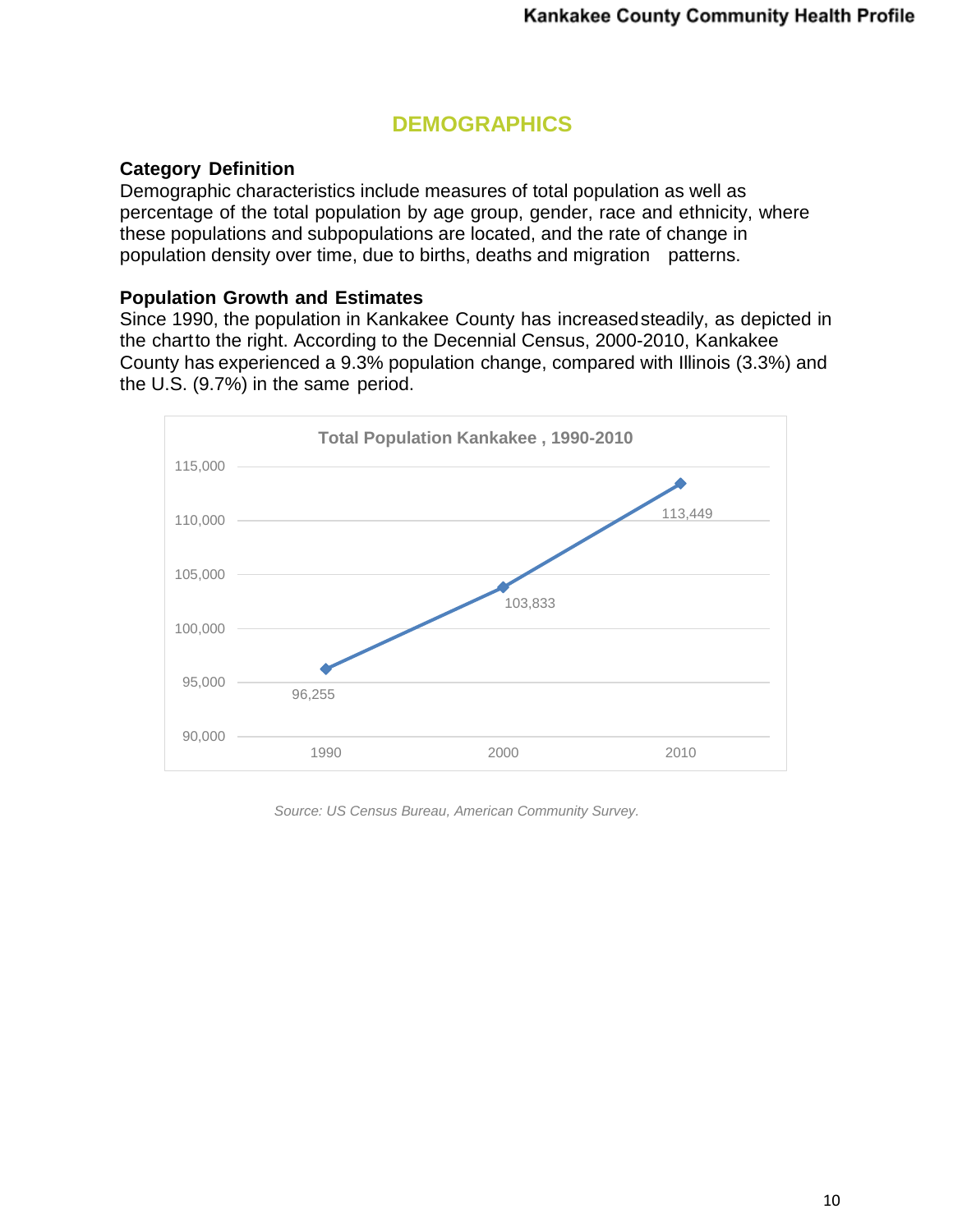## DEMOGRAPHICS

**Category Definition**

Demographic characteristics include measures of total population as well as percentage of the total population by age group, gender, race and ethnicity, where these populations and subpopulations are located, and the rate of change in population density over time, due to births, deaths and migration patterns.

**Population Growth and Estimates**

Since 1990, the population in Kankakee County has increased steadily, as depicted in the chart to the right. According to the Decennial Census, 2000-2010, Kankakee County has experienced a 9.3% population change, compared with Illinois (3.3%) and the U.S. (9.7%) in the same period.

**Total Population Kankakee , 1990-2010**

| Year | Population |
| --- | --- |
| 1990 | 96,255 |
| 2000 | 103,833 |
| 2010 | 113,449 |

*Source: US Census Bureau, American Community Survey.*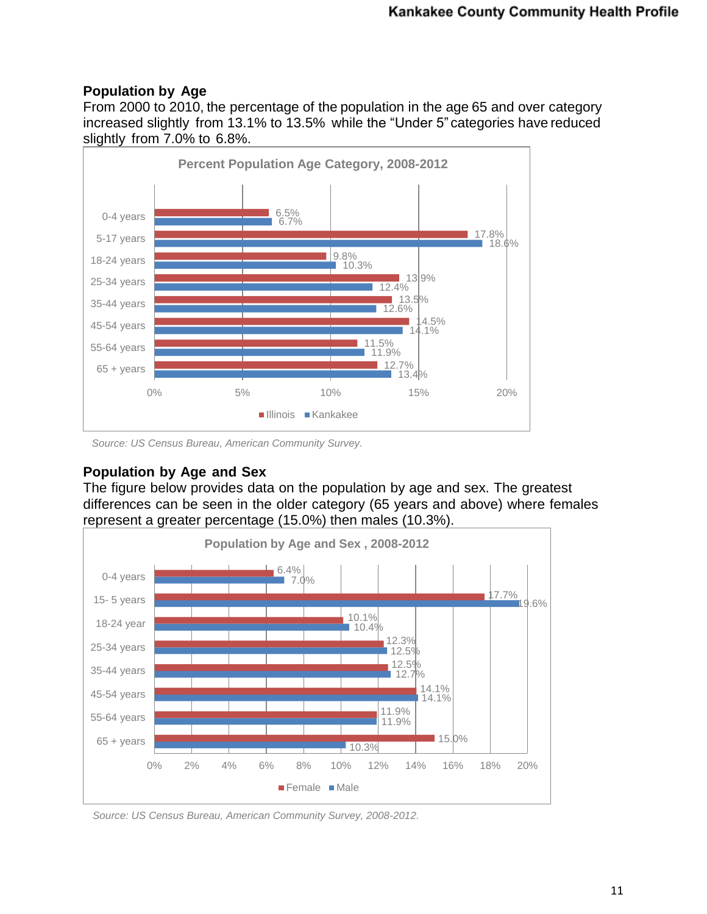## Population by Age

From 2000 to 2010, the percentage of the population in the age 65 and over category increased slightly from 13.1% to 13.5% while the "Under 5" categories have reduced slightly from 7.0% to 6.8%.

**Percent Population Age Category, 2008-2012**

| Age | Illinois | Kankakee |
|---|---|---|
| 0-4 years | 6.5% | 6.7% |
| 5-17 years | 17.8% | 18.6% |
| 18-24 years | 9.8% | 10.3% |
| 25-34 years | 13.9% | 12.4% |
| 35-44 years | 13.5% | 12.6% |
| 45-54 years | 14.5% | 14.1% |
| 55-64 years | 11.5% | 11.9% |
| 65 + years | 12.7% | 13.4% |

*Source: US Census Bureau, American Community Survey.*

## Population by Age and Sex

The figure below provides data on the population by age and sex. The greatest differences can be seen in the older category (65 years and above) where females represent a greater percentage (15.0%) then males (10.3%).

**Population by Age and Sex , 2008-2012**

| Age | Female | Male |
|---|---|---|
| 0-4 years | 6.4% | 7.0% |
| 15- 5 years | 17.7% | 19.6% |
| 18-24 year | 10.1% | 10.4% |
| 25-34 years | 12.3% | 12.5% |
| 35-44 years | 12.5% | 12.7% |
| 45-54 years | 14.1% | 14.1% |
| 55-64 years | 11.9% | 11.9% |
| 65 + years | 15.0% | 10.3% |

*Source: US Census Bureau, American Community Survey, 2008-2012.*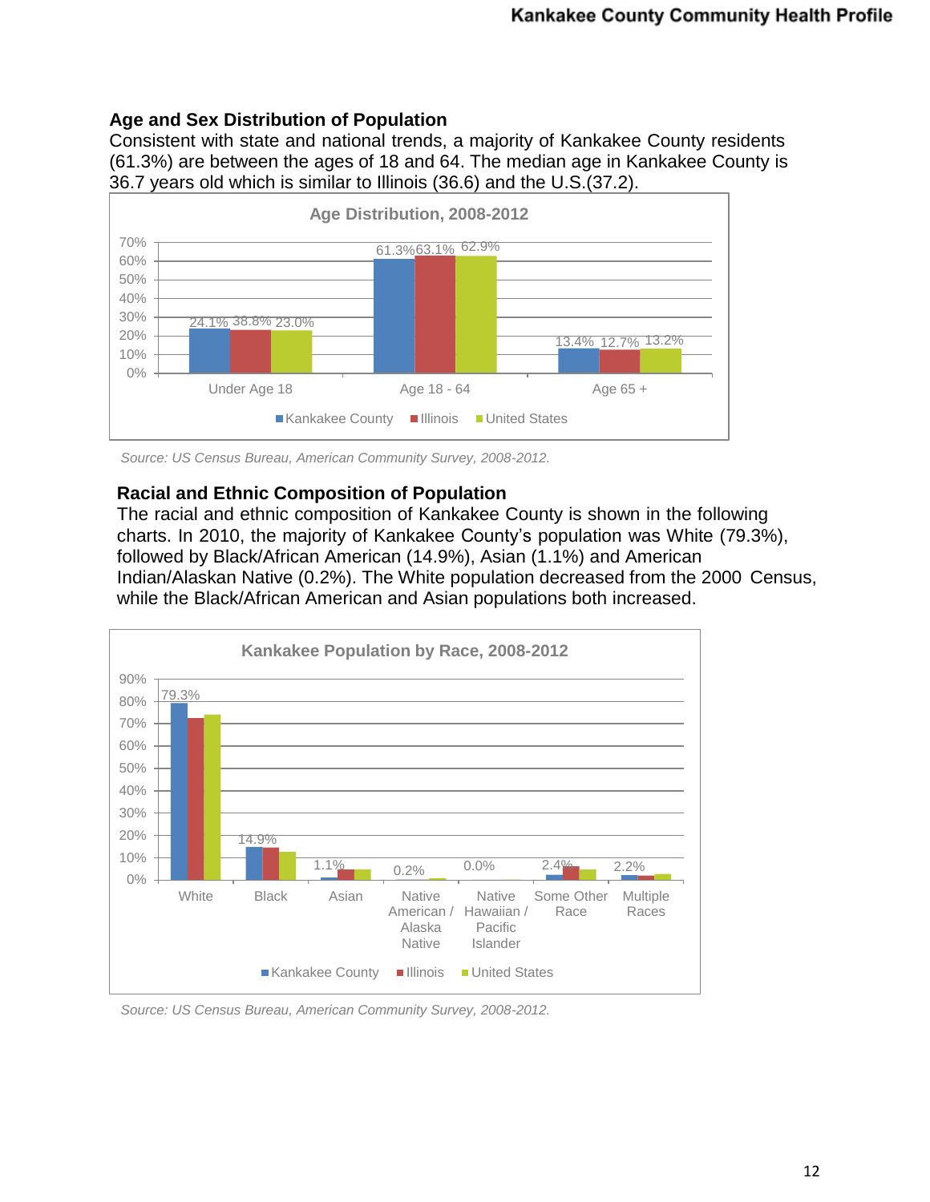## Age and Sex Distribution of Population

Consistent with state and national trends, a majority of Kankakee County residents (61.3%) are between the ages of 18 and 64. The median age in Kankakee County is 36.7 years old which is similar to Illinois (36.6) and the U.S.(37.2).

**Age Distribution, 2008-2012**

| | Kankakee County | Illinois | United States |
|---|---|---|---|
| Under Age 18 | 24.1% | 38.8% | 23.0% |
| Age 18 - 64 | 61.3% | 63.1% | 62.9% |
| Age 65 + | 13.4% | 12.7% | 13.2% |

*Source: US Census Bureau, American Community Survey, 2008-2012.*

## Racial and Ethnic Composition of Population

The racial and ethnic composition of Kankakee County is shown in the following charts. In 2010, the majority of Kankakee County's population was White (79.3%), followed by Black/African American (14.9%), Asian (1.1%) and American Indian/Alaskan Native (0.2%). The White population decreased from the 2000 Census, while the Black/African American and Asian populations both increased.

**Kankakee Population by Race, 2008-2012**

| | Kankakee County |
|---|---|
| White | 79.3% |
| Black | 14.9% |
| Asian | 1.1% |
| Native American / Alaska Native | 0.2% |
| Native Hawaiian / Pacific Islander | 0.0% |
| Some Other Race | 2.4% |
| Multiple Races | 2.2% |

*Source: US Census Bureau, American Community Survey, 2008-2012.*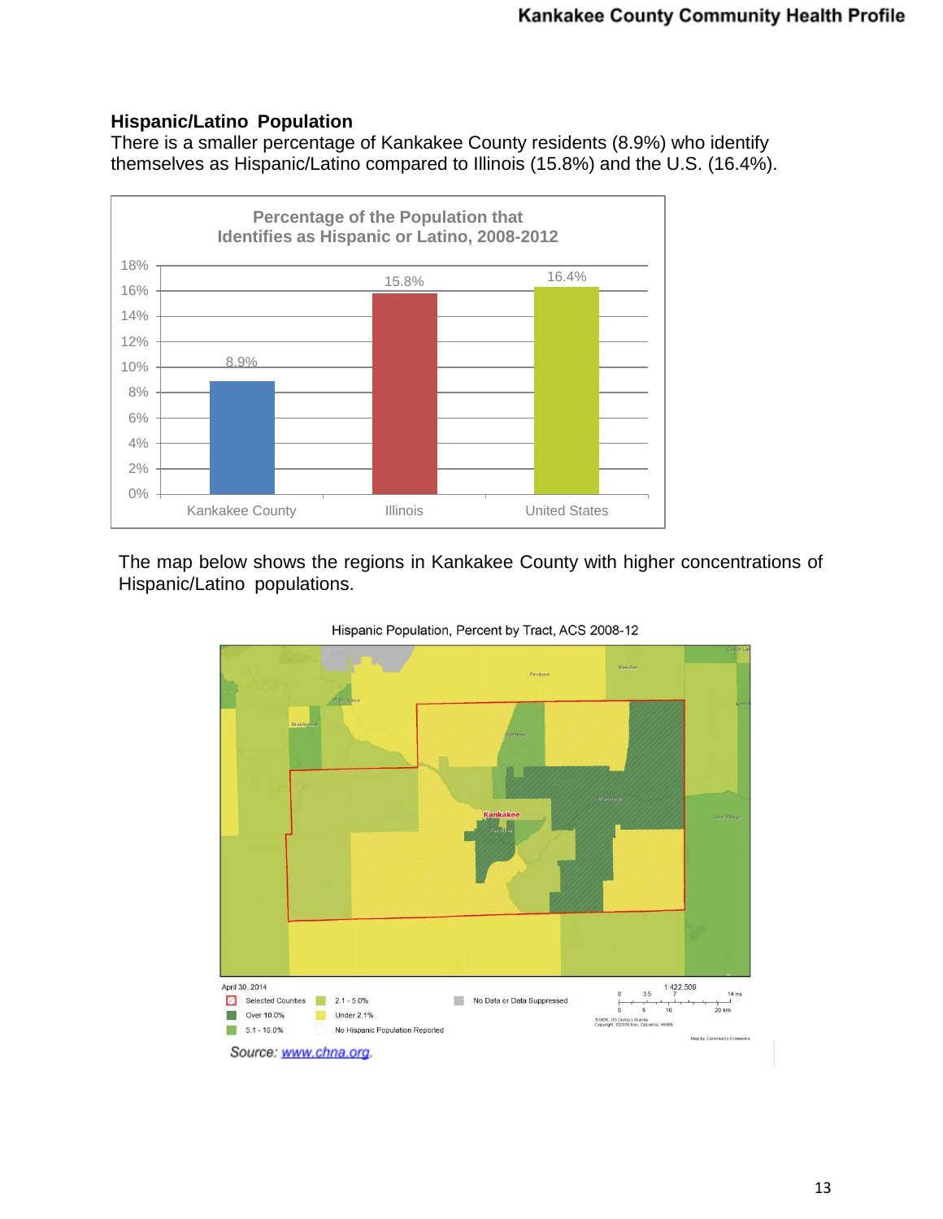## Hispanic/Latino Population

There is a smaller percentage of Kankakee County residents (8.9%) who identify themselves as Hispanic/Latino compared to Illinois (15.8%) and the U.S. (16.4%).

**Percentage of the Population that Identifies as Hispanic or Latino, 2008-2012**

| Area | Percentage |
| --- | --- |
| Kankakee County | 8.9% |
| Illinois | 15.8% |
| United States | 16.4% |

The map below shows the regions in Kankakee County with higher concentrations of Hispanic/Latino populations.

Hispanic Population, Percent by Tract, ACS 2008-12

April 30, 2014

Legend: Selected Counties; Over 10.0%; 5.1 - 10.0%; 2.1 - 5.0%; Under 2.1%; No Hispanic Population Reported; No Data or Data Suppressed

Source: www.chna.org.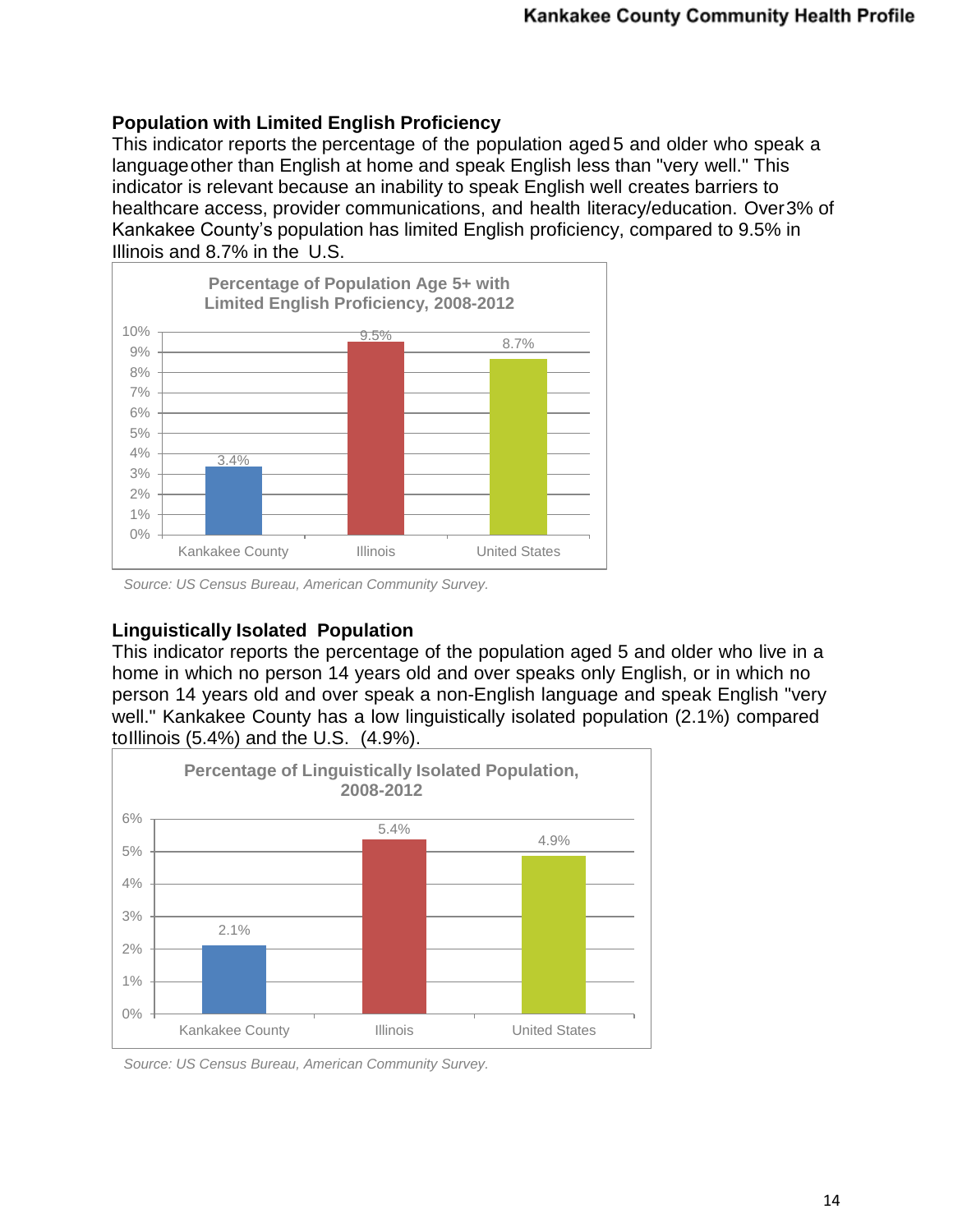## Population with Limited English Proficiency

This indicator reports the percentage of the population aged 5 and older who speak a language other than English at home and speak English less than "very well." This indicator is relevant because an inability to speak English well creates barriers to healthcare access, provider communications, and health literacy/education. Over 3% of Kankakee County's population has limited English proficiency, compared to 9.5% in Illinois and 8.7% in the U.S.

**Percentage of Population Age 5+ with Limited English Proficiency, 2008-2012**

| | Percentage |
|---|---|
| Kankakee County | 3.4% |
| Illinois | 9.5% |
| United States | 8.7% |

*Source: US Census Bureau, American Community Survey.*

## Linguistically Isolated Population

This indicator reports the percentage of the population aged 5 and older who live in a home in which no person 14 years old and over speaks only English, or in which no person 14 years old and over speak a non-English language and speak English "very well." Kankakee County has a low linguistically isolated population (2.1%) compared to Illinois (5.4%) and the U.S. (4.9%).

**Percentage of Linguistically Isolated Population, 2008-2012**

| | Percentage |
|---|---|
| Kankakee County | 2.1% |
| Illinois | 5.4% |
| United States | 4.9% |

*Source: US Census Bureau, American Community Survey.*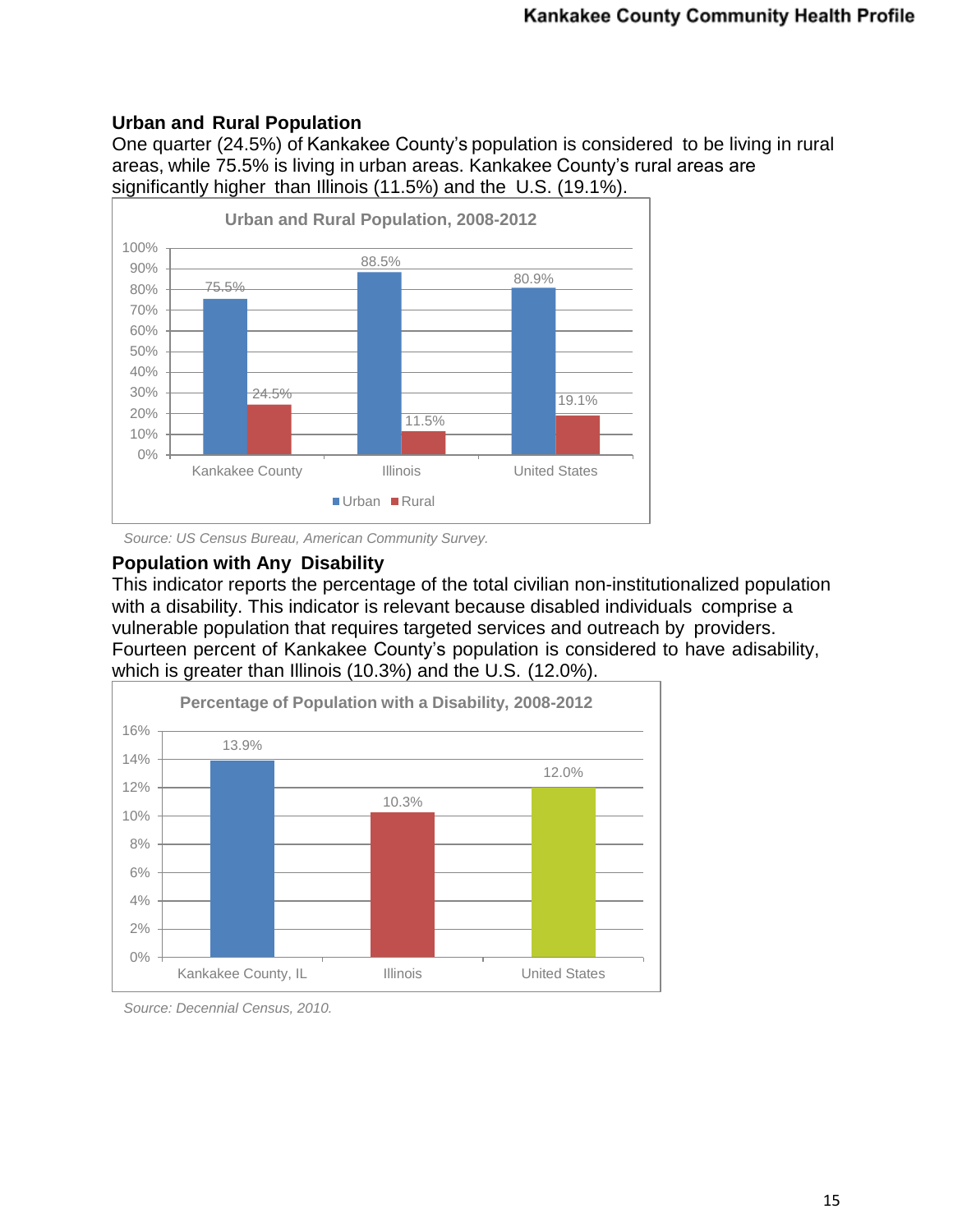## Urban and Rural Population

One quarter (24.5%) of Kankakee County's population is considered to be living in rural areas, while 75.5% is living in urban areas. Kankakee County's rural areas are significantly higher than Illinois (11.5%) and the U.S. (19.1%).

**Urban and Rural Population, 2008-2012**

| | Urban | Rural |
|---|---|---|
| Kankakee County | 75.5% | 24.5% |
| Illinois | 88.5% | 11.5% |
| United States | 80.9% | 19.1% |

*Source: US Census Bureau, American Community Survey.*

## Population with Any Disability

This indicator reports the percentage of the total civilian non-institutionalized population with a disability. This indicator is relevant because disabled individuals comprise a vulnerable population that requires targeted services and outreach by providers. Fourteen percent of Kankakee County's population is considered to have adisability, which is greater than Illinois (10.3%) and the U.S. (12.0%).

**Percentage of Population with a Disability, 2008-2012**

| | Percentage |
|---|---|
| Kankakee County, IL | 13.9% |
| Illinois | 10.3% |
| United States | 12.0% |

*Source: Decennial Census, 2010.*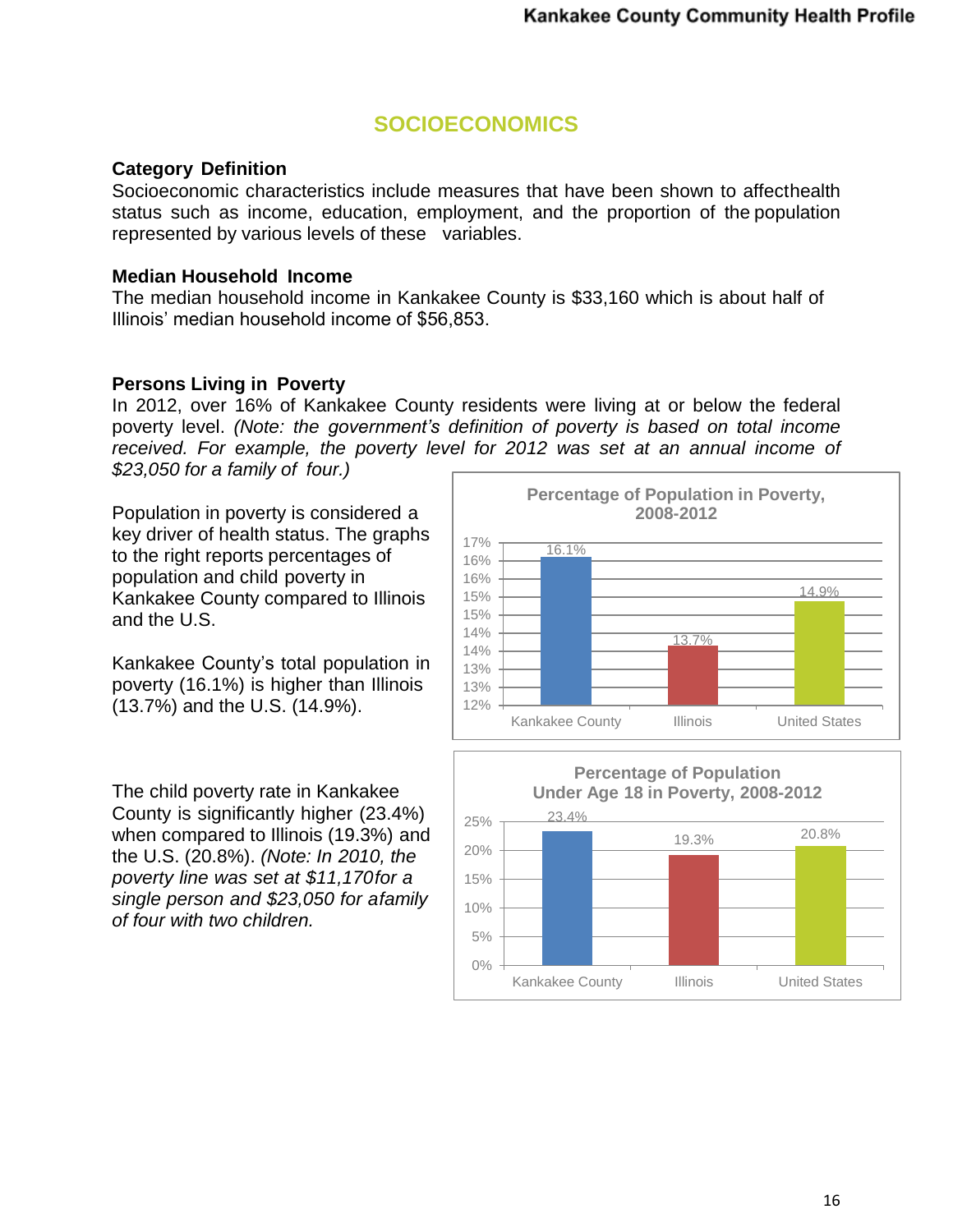# SOCIOECONOMICS

**Category Definition**

Socioeconomic characteristics include measures that have been shown to affecthealth status such as income, education, employment, and the proportion of the population represented by various levels of these variables.

**Median Household Income**

The median household income in Kankakee County is $33,160 which is about half of Illinois' median household income of $56,853.

**Persons Living in Poverty**

In 2012, over 16% of Kankakee County residents were living at or below the federal poverty level. *(Note: the government's definition of poverty is based on total income received. For example, the poverty level for 2012 was set at an annual income of $23,050 for a family of four.)*

Population in poverty is considered a key driver of health status. The graphs to the right reports percentages of population and child poverty in Kankakee County compared to Illinois and the U.S.

Kankakee County's total population in poverty (16.1%) is higher than Illinois (13.7%) and the U.S. (14.9%).

**Percentage of Population in Poverty, 2008-2012**

| | Kankakee County | Illinois | United States |
|---|---|---|---|
| Percentage | 16.1% | 13.7% | 14.9% |

The child poverty rate in Kankakee County is significantly higher (23.4%) when compared to Illinois (19.3%) and the U.S. (20.8%). *(Note: In 2010, the poverty line was set at $11,170for a single person and $23,050 for afamily of four with two children.*

**Percentage of Population Under Age 18 in Poverty, 2008-2012**

| | Kankakee County | Illinois | United States |
|---|---|---|---|
| Percentage | 23.4% | 19.3% | 20.8% |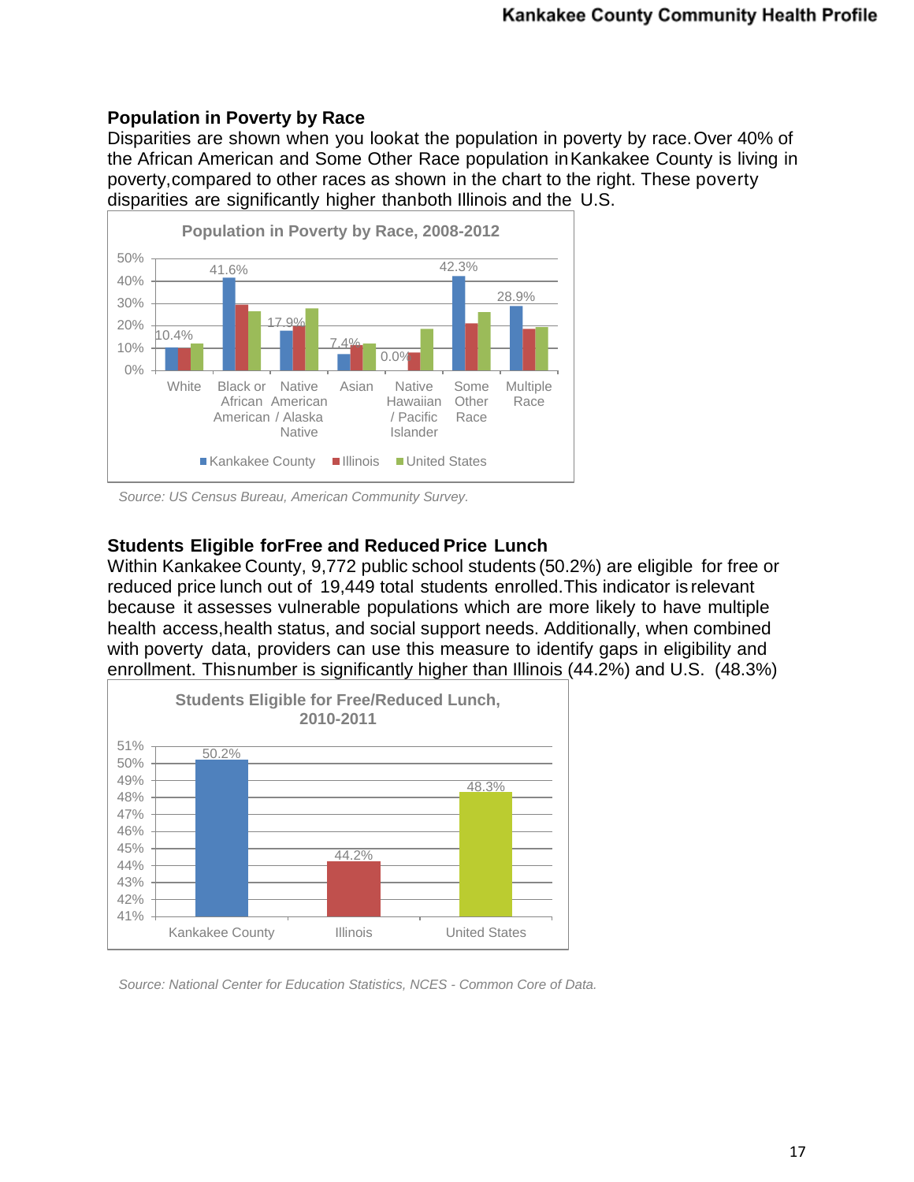### Population in Poverty by Race

Disparities are shown when you lookat the population in poverty by race. Over 40% of the African American and Some Other Race population in Kankakee County is living in poverty, compared to other races as shown in the chart to the right. These poverty disparities are significantly higher thanboth Illinois and the U.S.

**Population in Poverty by Race, 2008-2012**

| | Kankakee County | Illinois | United States |
|---|---|---|---|
| White | 10.4% | | |
| Black or African American | 41.6% | | |
| Native American / Alaska Native | 17.9% | | |
| Asian | 7.4% | | |
| Native Hawaiian / Pacific Islander | 0.0% | | |
| Some Other Race | 42.3% | | |
| Multiple Race | 28.9% | | |

*Source: US Census Bureau, American Community Survey.*

### Students Eligible for Free and Reduced Price Lunch

Within Kankakee County, 9,772 public school students (50.2%) are eligible for free or reduced price lunch out of 19,449 total students enrolled. This indicator is relevant because it assesses vulnerable populations which are more likely to have multiple health access, health status, and social support needs. Additionally, when combined with poverty data, providers can use this measure to identify gaps in eligibility and enrollment. This number is significantly higher than Illinois (44.2%) and U.S. (48.3%)

**Students Eligible for Free/Reduced Lunch, 2010-2011**

| Kankakee County | Illinois | United States |
|---|---|---|
| 50.2% | 44.2% | 48.3% |

*Source: National Center for Education Statistics, NCES - Common Core of Data.*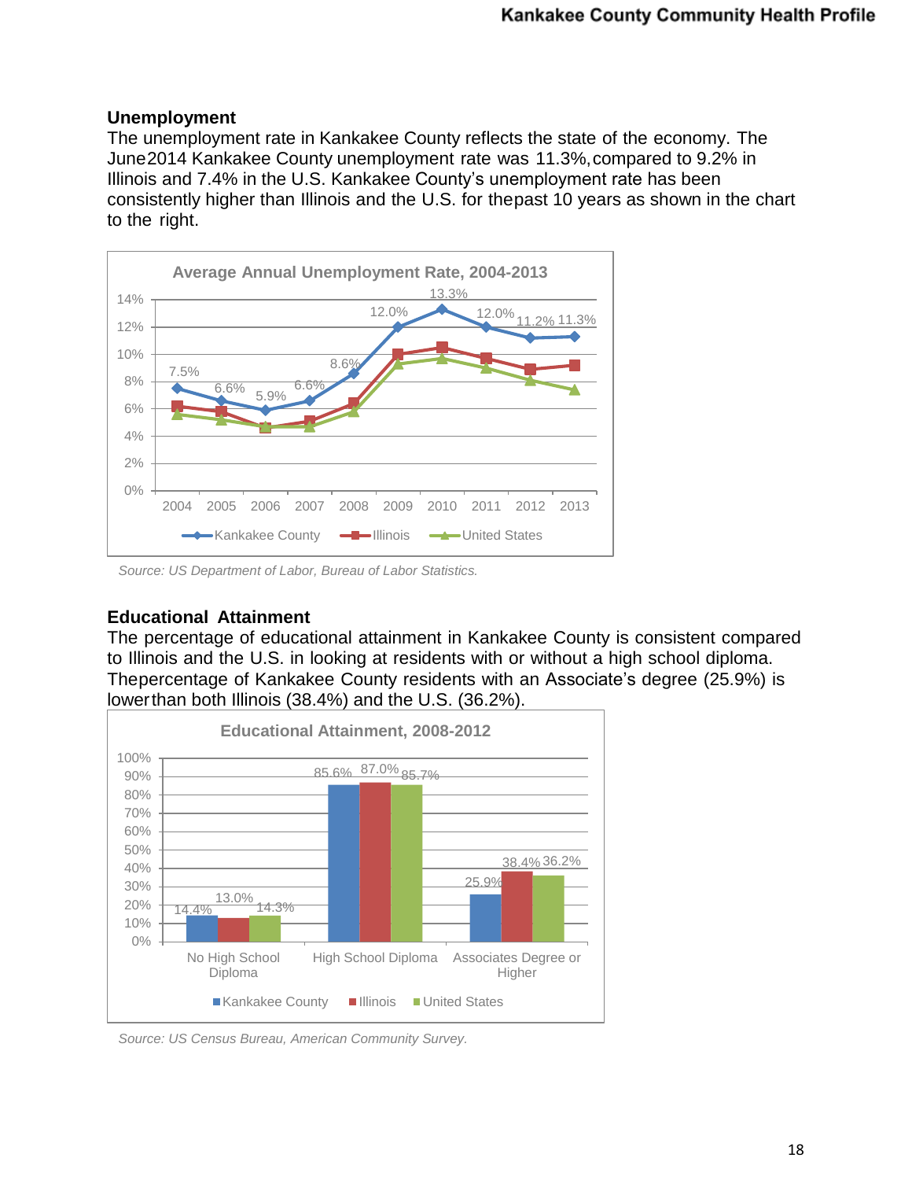### Unemployment

The unemployment rate in Kankakee County reflects the state of the economy. The June 2014 Kankakee County unemployment rate was 11.3%, compared to 9.2% in Illinois and 7.4% in the U.S. Kankakee County's unemployment rate has been consistently higher than Illinois and the U.S. for the past 10 years as shown in the chart to the right.

**Average Annual Unemployment Rate, 2004-2013**

| Year | Kankakee County |
|---|---|
| 2004 | 7.5% |
| 2005 | 6.6% |
| 2006 | 5.9% |
| 2007 | 6.6% |
| 2008 | 8.6% |
| 2009 | 12.0% |
| 2010 | 13.3% |
| 2011 | 12.0% |
| 2012 | 11.2% |
| 2013 | 11.3% |

*Source: US Department of Labor, Bureau of Labor Statistics.*

### Educational Attainment

The percentage of educational attainment in Kankakee County is consistent compared to Illinois and the U.S. in looking at residents with or without a high school diploma. The percentage of Kankakee County residents with an Associate's degree (25.9%) is lower than both Illinois (38.4%) and the U.S. (36.2%).

**Educational Attainment, 2008-2012**

| | Kankakee County | Illinois | United States |
|---|---|---|---|
| No High School Diploma | 14.4% | 13.0% | 14.3% |
| High School Diploma | 85.6% | 87.0% | 85.7% |
| Associates Degree or Higher | 25.9% | 38.4% | 36.2% |

*Source: US Census Bureau, American Community Survey.*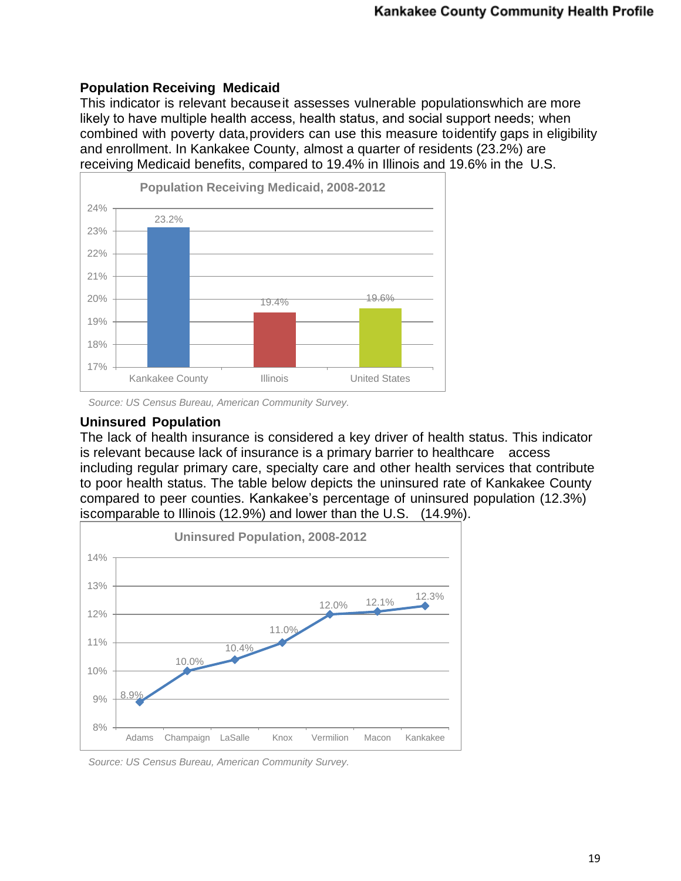### Population Receiving Medicaid

This indicator is relevant because it assesses vulnerable populations which are more likely to have multiple health access, health status, and social support needs; when combined with poverty data, providers can use this measure to identify gaps in eligibility and enrollment. In Kankakee County, almost a quarter of residents (23.2%) are receiving Medicaid benefits, compared to 19.4% in Illinois and 19.6% in the U.S.

**Population Receiving Medicaid, 2008-2012**

| Location | Percent |
|---|---|
| Kankakee County | 23.2% |
| Illinois | 19.4% |
| United States | 19.6% |

*Source: US Census Bureau, American Community Survey.*

### Uninsured Population

The lack of health insurance is considered a key driver of health status. This indicator is relevant because lack of insurance is a primary barrier to healthcare access including regular primary care, specialty care and other health services that contribute to poor health status. The table below depicts the uninsured rate of Kankakee County compared to peer counties. Kankakee's percentage of uninsured population (12.3%) is comparable to Illinois (12.9%) and lower than the U.S. (14.9%).

**Uninsured Population, 2008-2012**

| County | Percent |
|---|---|
| Adams | 8.9% |
| Champaign | 10.0% |
| LaSalle | 10.4% |
| Knox | 11.0% |
| Vermilion | 12.0% |
| Macon | 12.1% |
| Kankakee | 12.3% |

*Source: US Census Bureau, American Community Survey.*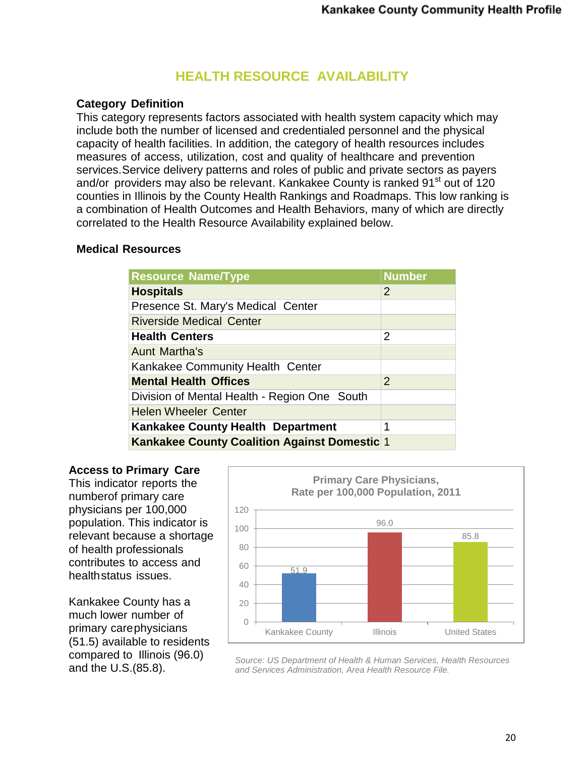## HEALTH RESOURCE AVAILABILITY

**Category Definition**

This category represents factors associated with health system capacity which may include both the number of licensed and credentialed personnel and the physical capacity of health facilities. In addition, the category of health resources includes measures of access, utilization, cost and quality of healthcare and prevention services. Service delivery patterns and roles of public and private sectors as payers and/or providers may also be relevant. Kankakee County is ranked 91st out of 120 counties in Illinois by the County Health Rankings and Roadmaps. This low ranking is a combination of Health Outcomes and Health Behaviors, many of which are directly correlated to the Health Resource Availability explained below.

**Medical Resources**

| Resource Name/Type | Number |
|---|---|
| **Hospitals** | 2 |
| Presence St. Mary's Medical Center | |
| Riverside Medical Center | |
| **Health Centers** | 2 |
| Aunt Martha's | |
| Kankakee Community Health Center | |
| **Mental Health Offices** | 2 |
| Division of Mental Health - Region One South | |
| Helen Wheeler Center | |
| **Kankakee County Health Department** | 1 |
| **Kankakee County Coalition Against Domestic** | 1 |

**Access to Primary Care**

This indicator reports the numberof primary care physicians per 100,000 population. This indicator is relevant because a shortage of health professionals contributes to access and healthstatus issues.

Kankakee County has a much lower number of primary carephysicians (51.5) available to residents compared to Illinois (96.0) and the U.S.(85.8).

**Primary Care Physicians, Rate per 100,000 Population, 2011**

| | Rate per 100,000 |
|---|---|
| Kankakee County | 51.9 |
| Illinois | 96.0 |
| United States | 85.8 |

*Source: US Department of Health & Human Services, Health Resources and Services Administration, Area Health Resource File.*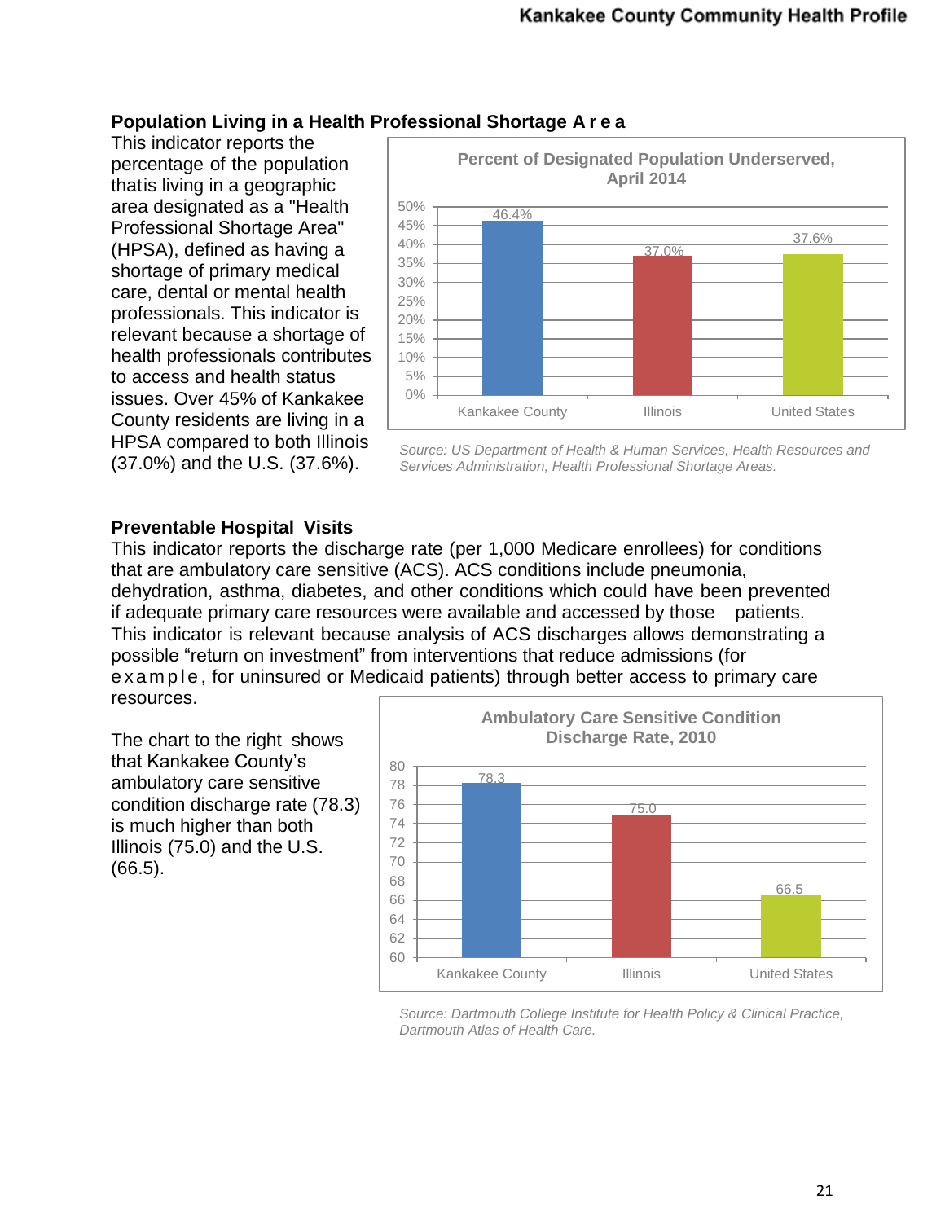## Population Living in a Health Professional Shortage Area

This indicator reports the percentage of the population that is living in a geographic area designated as a "Health Professional Shortage Area" (HPSA), defined as having a shortage of primary medical care, dental or mental health professionals. This indicator is relevant because a shortage of health professionals contributes to access and health status issues. Over 45% of Kankakee County residents are living in a HPSA compared to both Illinois (37.0%) and the U.S. (37.6%).

**Percent of Designated Population Underserved, April 2014**

| | Kankakee County | Illinois | United States |
|---|---|---|---|
| Percent | 46.4% | 37.0% | 37.6% |

*Source: US Department of Health & Human Services, Health Resources and Services Administration, Health Professional Shortage Areas.*

## Preventable Hospital Visits

This indicator reports the discharge rate (per 1,000 Medicare enrollees) for conditions that are ambulatory care sensitive (ACS). ACS conditions include pneumonia, dehydration, asthma, diabetes, and other conditions which could have been prevented if adequate primary care resources were available and accessed by those patients. This indicator is relevant because analysis of ACS discharges allows demonstrating a possible "return on investment" from interventions that reduce admissions (for example, for uninsured or Medicaid patients) through better access to primary care resources.

The chart to the right shows that Kankakee County's ambulatory care sensitive condition discharge rate (78.3) is much higher than both Illinois (75.0) and the U.S. (66.5).

**Ambulatory Care Sensitive Condition Discharge Rate, 2010**

| | Kankakee County | Illinois | United States |
|---|---|---|---|
| Discharge Rate | 78.3 | 75.0 | 66.5 |

*Source: Dartmouth College Institute for Health Policy & Clinical Practice, Dartmouth Atlas of Health Care.*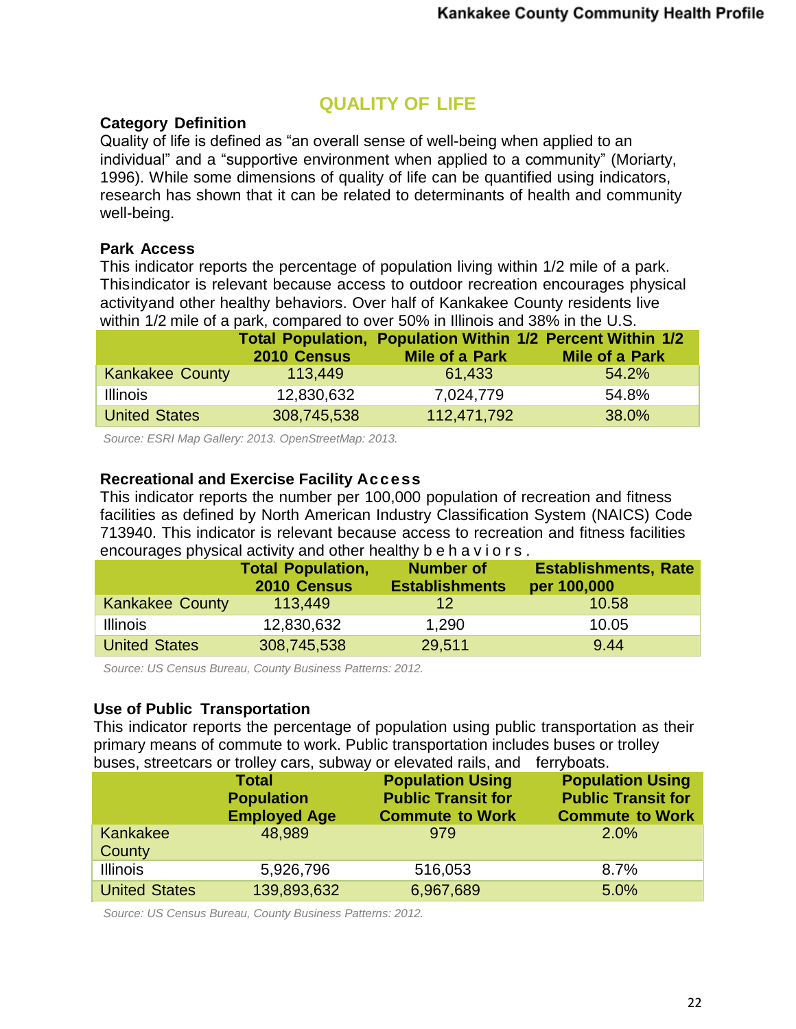## QUALITY OF LIFE

**Category Definition**

Quality of life is defined as “an overall sense of well-being when applied to an individual” and a “supportive environment when applied to a community” (Moriarty, 1996). While some dimensions of quality of life can be quantified using indicators, research has shown that it can be related to determinants of health and community well-being.

**Park Access**

This indicator reports the percentage of population living within 1/2 mile of a park. Thisindicator is relevant because access to outdoor recreation encourages physical activityand other healthy behaviors. Over half of Kankakee County residents live within 1/2 mile of a park, compared to over 50% in Illinois and 38% in the U.S.

| | Total Population, 2010 Census | Population Within 1/2 Mile of a Park | Percent Within 1/2 Mile of a Park |
|---|---|---|---|
| Kankakee County | 113,449 | 61,433 | 54.2% |
| Illinois | 12,830,632 | 7,024,779 | 54.8% |
| United States | 308,745,538 | 112,471,792 | 38.0% |

*Source: ESRI Map Gallery: 2013. OpenStreetMap: 2013.*

**Recreational and Exercise Facility Access**

This indicator reports the number per 100,000 population of recreation and fitness facilities as defined by North American Industry Classification System (NAICS) Code 713940. This indicator is relevant because access to recreation and fitness facilities encourages physical activity and other healthy behaviors.

| | Total Population, 2010 Census | Number of Establishments | Establishments, Rate per 100,000 |
|---|---|---|---|
| Kankakee County | 113,449 | 12 | 10.58 |
| Illinois | 12,830,632 | 1,290 | 10.05 |
| United States | 308,745,538 | 29,511 | 9.44 |

*Source: US Census Bureau, County Business Patterns: 2012.*

**Use of Public Transportation**

This indicator reports the percentage of population using public transportation as their primary means of commute to work. Public transportation includes buses or trolley buses, streetcars or trolley cars, subway or elevated rails, and ferryboats.

| | Total Population Employed Age | Population Using Public Transit for Commute to Work | Population Using Public Transit for Commute to Work |
|---|---|---|---|
| Kankakee County | 48,989 | 979 | 2.0% |
| Illinois | 5,926,796 | 516,053 | 8.7% |
| United States | 139,893,632 | 6,967,689 | 5.0% |

*Source: US Census Bureau, County Business Patterns: 2012.*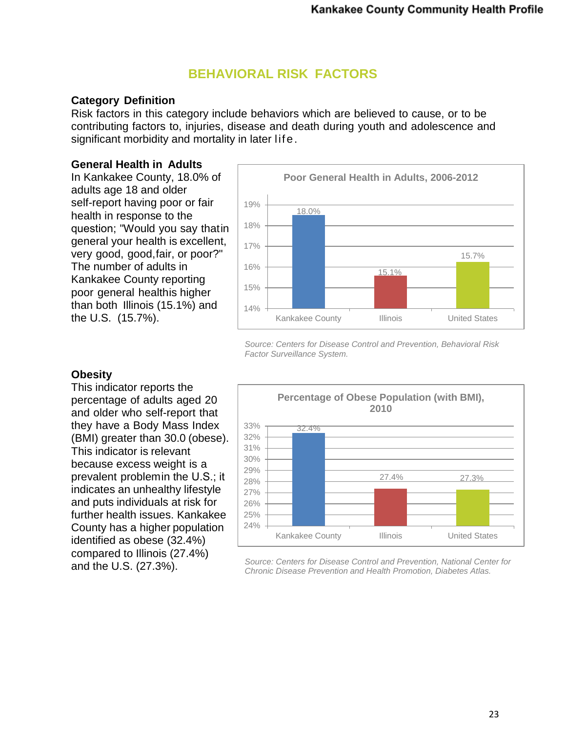# BEHAVIORAL RISK FACTORS

**Category Definition**

Risk factors in this category include behaviors which are believed to cause, or to be contributing factors to, injuries, disease and death during youth and adolescence and significant morbidity and mortality in later life.

**General Health in Adults**

In Kankakee County, 18.0% of adults age 18 and older self-report having poor or fair health in response to the question; "Would you say that in general your health is excellent, very good, good, fair, or poor?" The number of adults in Kankakee County reporting poor general health is higher than both Illinois (15.1%) and the U.S. (15.7%).

**Poor General Health in Adults, 2006-2012**

| | Kankakee County | Illinois | United States |
|---|---|---|---|
| Poor General Health | 18.0% | 15.1% | 15.7% |

*Source: Centers for Disease Control and Prevention, Behavioral Risk Factor Surveillance System.*

**Obesity**

This indicator reports the percentage of adults aged 20 and older who self-report that they have a Body Mass Index (BMI) greater than 30.0 (obese). This indicator is relevant because excess weight is a prevalent problem in the U.S.; it indicates an unhealthy lifestyle and puts individuals at risk for further health issues. Kankakee County has a higher population identified as obese (32.4%) compared to Illinois (27.4%) and the U.S. (27.3%).

**Percentage of Obese Population (with BMI), 2010**

| | Kankakee County | Illinois | United States |
|---|---|---|---|
| Obese Population | 32.4% | 27.4% | 27.3% |

*Source: Centers for Disease Control and Prevention, National Center for Chronic Disease Prevention and Health Promotion, Diabetes Atlas.*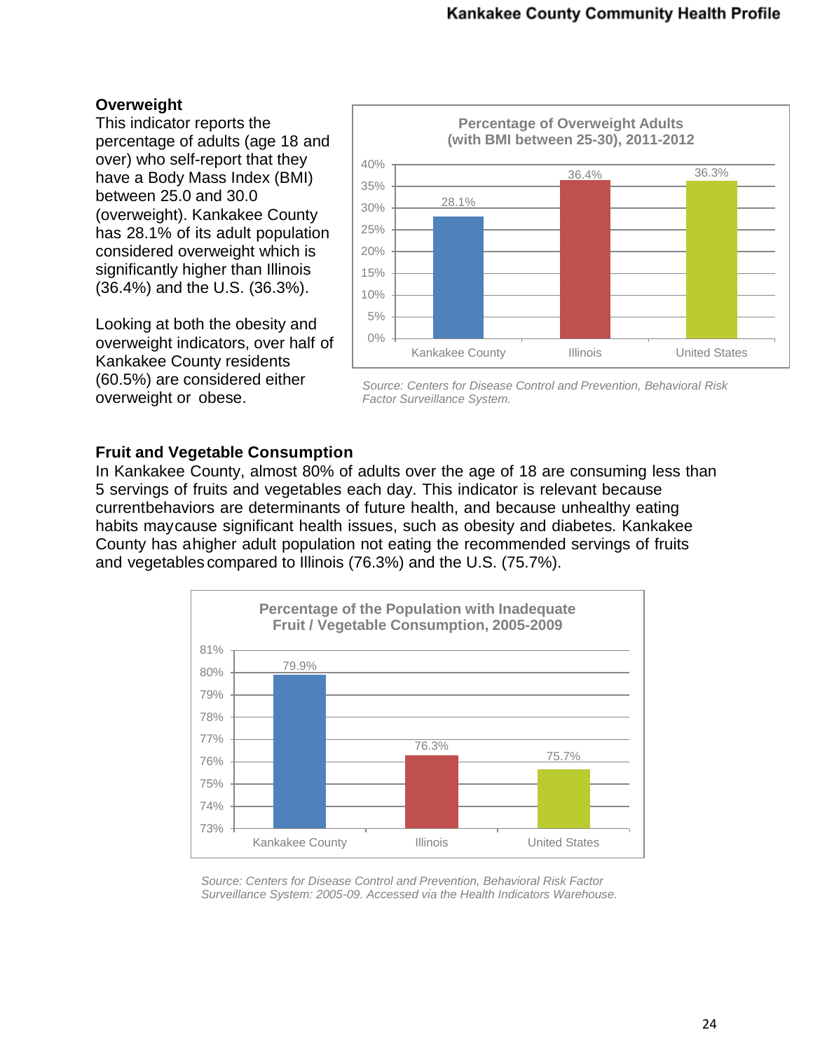## Overweight

This indicator reports the percentage of adults (age 18 and over) who self-report that they have a Body Mass Index (BMI) between 25.0 and 30.0 (overweight). Kankakee County has 28.1% of its adult population considered overweight which is significantly higher than Illinois (36.4%) and the U.S. (36.3%).

Looking at both the obesity and overweight indicators, over half of Kankakee County residents (60.5%) are considered either overweight or obese.

**Percentage of Overweight Adults (with BMI between 25-30), 2011-2012**

| | Kankakee County | Illinois | United States |
|---|---|---|---|
| Percentage | 28.1% | 36.4% | 36.3% |

*Source: Centers for Disease Control and Prevention, Behavioral Risk Factor Surveillance System.*

## Fruit and Vegetable Consumption

In Kankakee County, almost 80% of adults over the age of 18 are consuming less than 5 servings of fruits and vegetables each day. This indicator is relevant because currentbehaviors are determinants of future health, and because unhealthy eating habits maycause significant health issues, such as obesity and diabetes. Kankakee County has ahigher adult population not eating the recommended servings of fruits and vegetables compared to Illinois (76.3%) and the U.S. (75.7%).

**Percentage of the Population with Inadequate Fruit / Vegetable Consumption, 2005-2009**

| | Kankakee County | Illinois | United States |
|---|---|---|---|
| Percentage | 79.9% | 76.3% | 75.7% |

*Source: Centers for Disease Control and Prevention, Behavioral Risk Factor Surveillance System: 2005-09. Accessed via the Health Indicators Warehouse.*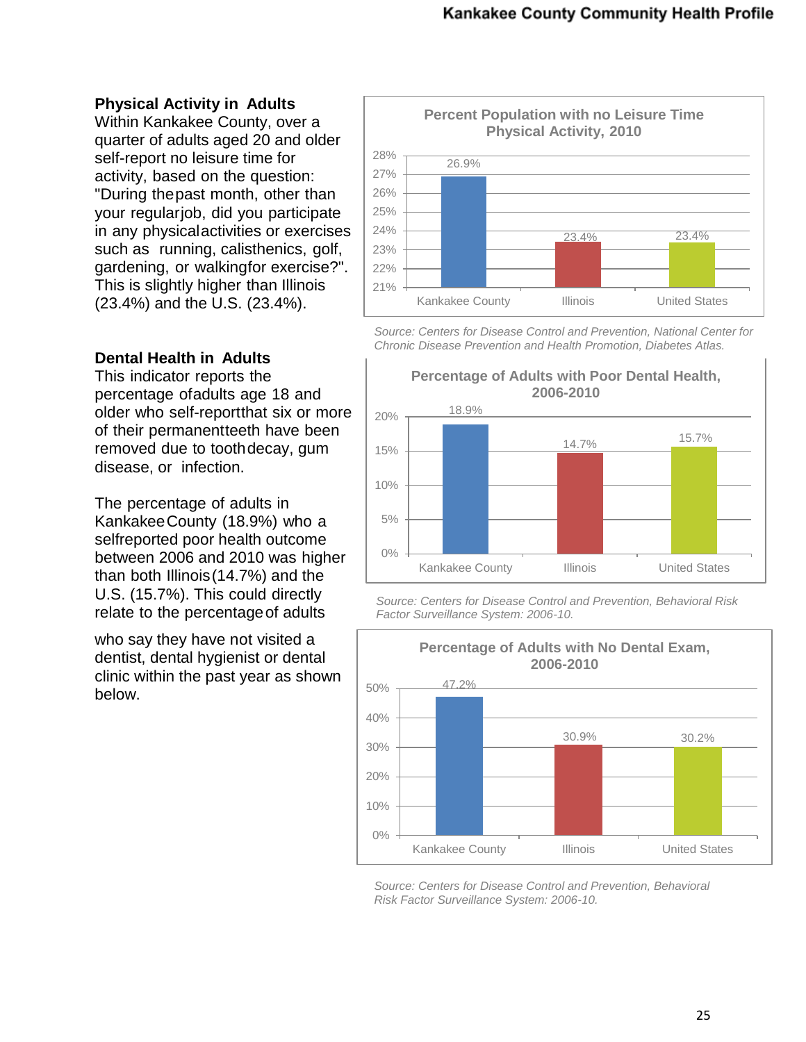### Physical Activity in Adults

Within Kankakee County, over a quarter of adults aged 20 and older self-report no leisure time for activity, based on the question: "During the past month, other than your regular job, did you participate in any physical activities or exercises such as running, calisthenics, golf, gardening, or walking for exercise?". This is slightly higher than Illinois (23.4%) and the U.S. (23.4%).

**Percent Population with no Leisure Time Physical Activity, 2010**

| Kankakee County | Illinois | United States |
|---|---|---|
| 26.9% | 23.4% | 23.4% |

*Source: Centers for Disease Control and Prevention, National Center for Chronic Disease Prevention and Health Promotion, Diabetes Atlas.*

### Dental Health in Adults

This indicator reports the percentage of adults age 18 and older who self-report that six or more of their permanent teeth have been removed due to tooth decay, gum disease, or infection.

The percentage of adults in Kankakee County (18.9%) who a selfreported poor health outcome between 2006 and 2010 was higher than both Illinois (14.7%) and the U.S. (15.7%). This could directly relate to the percentage of adults who say they have not visited a dentist, dental hygienist or dental clinic within the past year as shown below.

**Percentage of Adults with Poor Dental Health, 2006-2010**

| Kankakee County | Illinois | United States |
|---|---|---|
| 18.9% | 14.7% | 15.7% |

*Source: Centers for Disease Control and Prevention, Behavioral Risk Factor Surveillance System: 2006-10.*

**Percentage of Adults with No Dental Exam, 2006-2010**

| Kankakee County | Illinois | United States |
|---|---|---|
| 47.2% | 30.9% | 30.2% |

*Source: Centers for Disease Control and Prevention, Behavioral Risk Factor Surveillance System: 2006-10.*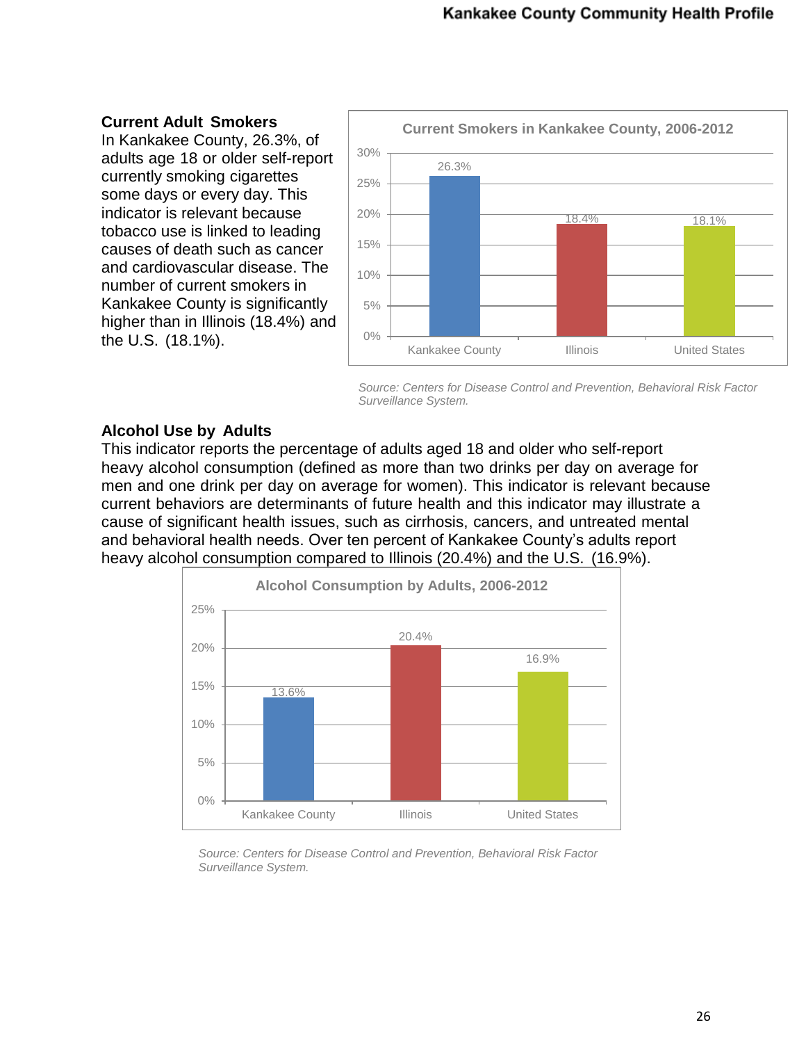### Current Adult Smokers

In Kankakee County, 26.3%, of adults age 18 or older self-report currently smoking cigarettes some days or every day. This indicator is relevant because tobacco use is linked to leading causes of death such as cancer and cardiovascular disease. The number of current smokers in Kankakee County is significantly higher than in Illinois (18.4%) and the U.S. (18.1%).

**Current Smokers in Kankakee County, 2006-2012**

| | Kankakee County | Illinois | United States |
|---|---|---|---|
| Current Smokers | 26.3% | 18.4% | 18.1% |

*Source: Centers for Disease Control and Prevention, Behavioral Risk Factor Surveillance System.*

### Alcohol Use by Adults

This indicator reports the percentage of adults aged 18 and older who self-report heavy alcohol consumption (defined as more than two drinks per day on average for men and one drink per day on average for women). This indicator is relevant because current behaviors are determinants of future health and this indicator may illustrate a cause of significant health issues, such as cirrhosis, cancers, and untreated mental and behavioral health needs. Over ten percent of Kankakee County's adults report heavy alcohol consumption compared to Illinois (20.4%) and the U.S. (16.9%).

**Alcohol Consumption by Adults, 2006-2012**

| | Kankakee County | Illinois | United States |
|---|---|---|---|
| Alcohol Consumption | 13.6% | 20.4% | 16.9% |

*Source: Centers for Disease Control and Prevention, Behavioral Risk Factor Surveillance System.*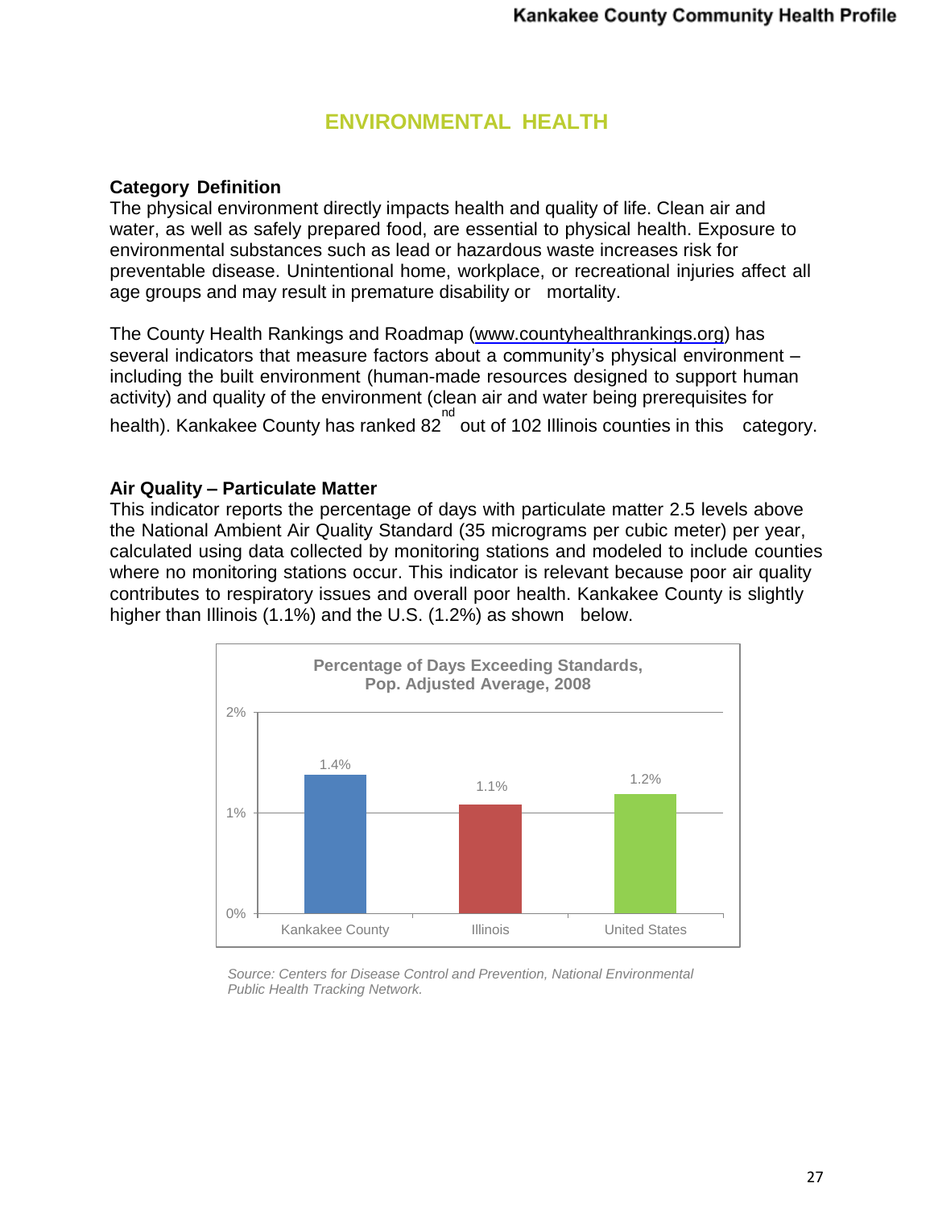# ENVIRONMENTAL HEALTH

**Category Definition**

The physical environment directly impacts health and quality of life. Clean air and water, as well as safely prepared food, are essential to physical health. Exposure to environmental substances such as lead or hazardous waste increases risk for preventable disease. Unintentional home, workplace, or recreational injuries affect all age groups and may result in premature disability or mortality.

The County Health Rankings and Roadmap (www.countyhealthrankings.org) has several indicators that measure factors about a community's physical environment – including the built environment (human-made resources designed to support human activity) and quality of the environment (clean air and water being prerequisites for health). Kankakee County has ranked 82nd out of 102 Illinois counties in this category.

**Air Quality – Particulate Matter**

This indicator reports the percentage of days with particulate matter 2.5 levels above the National Ambient Air Quality Standard (35 micrograms per cubic meter) per year, calculated using data collected by monitoring stations and modeled to include counties where no monitoring stations occur. This indicator is relevant because poor air quality contributes to respiratory issues and overall poor health. Kankakee County is slightly higher than Illinois (1.1%) and the U.S. (1.2%) as shown below.

**Percentage of Days Exceeding Standards, Pop. Adjusted Average, 2008**

| | Percentage |
|---|---|
| Kankakee County | 1.4% |
| Illinois | 1.1% |
| United States | 1.2% |

*Source: Centers for Disease Control and Prevention, National Environmental Public Health Tracking Network.*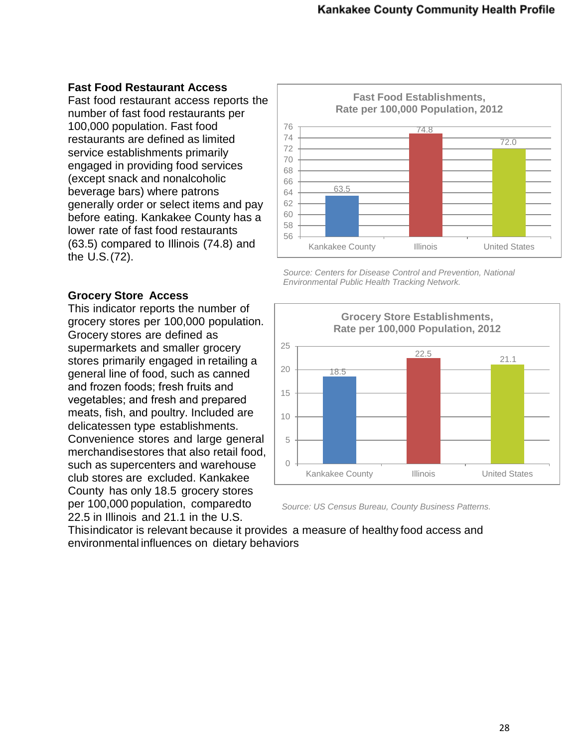## Fast Food Restaurant Access

Fast food restaurant access reports the number of fast food restaurants per 100,000 population. Fast food restaurants are defined as limited service establishments primarily engaged in providing food services (except snack and nonalcoholic beverage bars) where patrons generally order or select items and pay before eating. Kankakee County has a lower rate of fast food restaurants (63.5) compared to Illinois (74.8) and the U.S. (72).

**Fast Food Establishments, Rate per 100,000 Population, 2012**

| | Kankakee County | Illinois | United States |
|---|---|---|---|
| Rate per 100,000 | 63.5 | 74.8 | 72.0 |

*Source: Centers for Disease Control and Prevention, National Environmental Public Health Tracking Network.*

## Grocery Store Access

This indicator reports the number of grocery stores per 100,000 population. Grocery stores are defined as supermarkets and smaller grocery stores primarily engaged in retailing a general line of food, such as canned and frozen foods; fresh fruits and vegetables; and fresh and prepared meats, fish, and poultry. Included are delicatessen type establishments. Convenience stores and large general merchandisestores that also retail food, such as supercenters and warehouse club stores are excluded. Kankakee County has only 18.5 grocery stores per 100,000 population, comparedto 22.5 in Illinois and 21.1 in the U.S. Thisindicator is relevant because it provides a measure of healthy food access and environmental influences on dietary behaviors

**Grocery Store Establishments, Rate per 100,000 Population, 2012**

| | Kankakee County | Illinois | United States |
|---|---|---|---|
| Rate per 100,000 | 18.5 | 22.5 | 21.1 |

*Source: US Census Bureau, County Business Patterns.*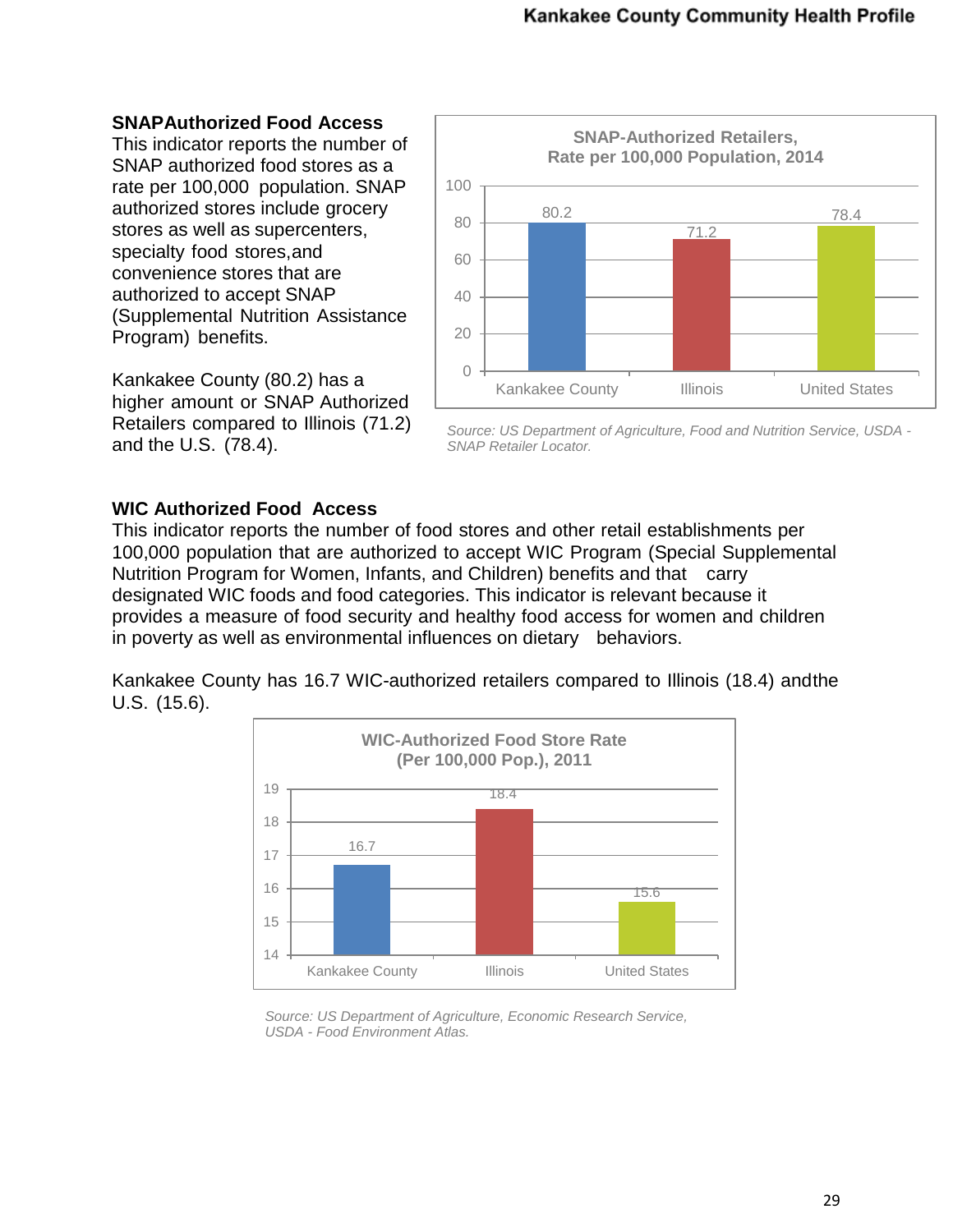**SNAPAuthorized Food Access**

This indicator reports the number of SNAP authorized food stores as a rate per 100,000 population. SNAP authorized stores include grocery stores as well as supercenters, specialty food stores,and convenience stores that are authorized to accept SNAP (Supplemental Nutrition Assistance Program) benefits.

Kankakee County (80.2) has a higher amount or SNAP Authorized Retailers compared to Illinois (71.2) and the U.S. (78.4).

**SNAP-Authorized Retailers, Rate per 100,000 Population, 2014**

| | Kankakee County | Illinois | United States |
|---|---|---|---|
| Rate | 80.2 | 71.2 | 78.4 |

*Source: US Department of Agriculture, Food and Nutrition Service, USDA - SNAP Retailer Locator.*

**WIC Authorized Food Access**

This indicator reports the number of food stores and other retail establishments per 100,000 population that are authorized to accept WIC Program (Special Supplemental Nutrition Program for Women, Infants, and Children) benefits and that carry designated WIC foods and food categories. This indicator is relevant because it provides a measure of food security and healthy food access for women and children in poverty as well as environmental influences on dietary behaviors.

Kankakee County has 16.7 WIC-authorized retailers compared to Illinois (18.4) andthe U.S. (15.6).

**WIC-Authorized Food Store Rate (Per 100,000 Pop.), 2011**

| | Kankakee County | Illinois | United States |
|---|---|---|---|
| Rate | 16.7 | 18.4 | 15.6 |

*Source: US Department of Agriculture, Economic Research Service, USDA - Food Environment Atlas.*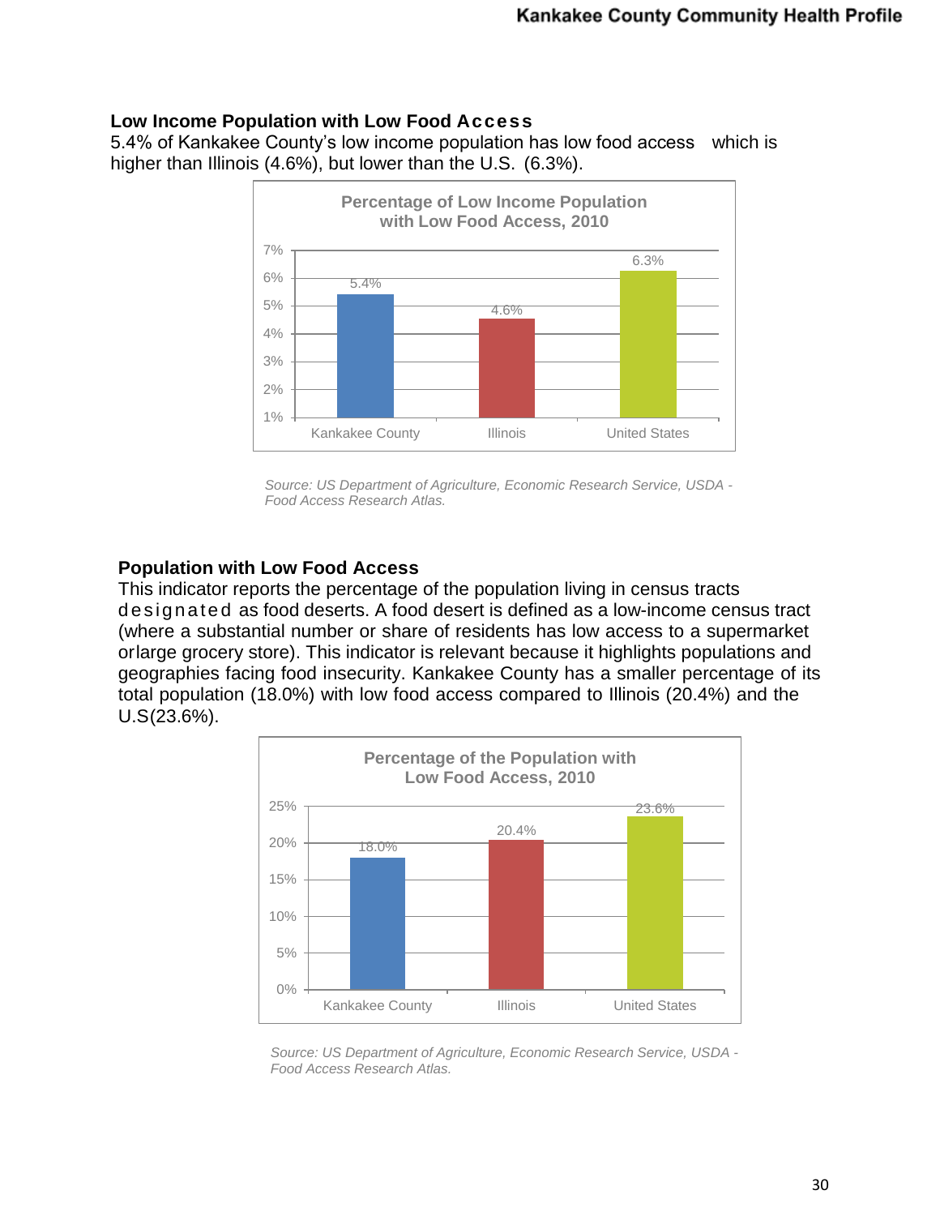## Low Income Population with Low Food Access

5.4% of Kankakee County's low income population has low food access which is higher than Illinois (4.6%), but lower than the U.S. (6.3%).

**Percentage of Low Income Population with Low Food Access, 2010**

| | Kankakee County | Illinois | United States |
|---|---|---|---|
| Percentage | 5.4% | 4.6% | 6.3% |

*Source: US Department of Agriculture, Economic Research Service, USDA - Food Access Research Atlas.*

## Population with Low Food Access

This indicator reports the percentage of the population living in census tracts designated as food deserts. A food desert is defined as a low-income census tract (where a substantial number or share of residents has low access to a supermarket orlarge grocery store). This indicator is relevant because it highlights populations and geographies facing food insecurity. Kankakee County has a smaller percentage of its total population (18.0%) with low food access compared to Illinois (20.4%) and the U.S(23.6%).

**Percentage of the Population with Low Food Access, 2010**

| | Kankakee County | Illinois | United States |
|---|---|---|---|
| Percentage | 18.0% | 20.4% | 23.6% |

*Source: US Department of Agriculture, Economic Research Service, USDA - Food Access Research Atlas.*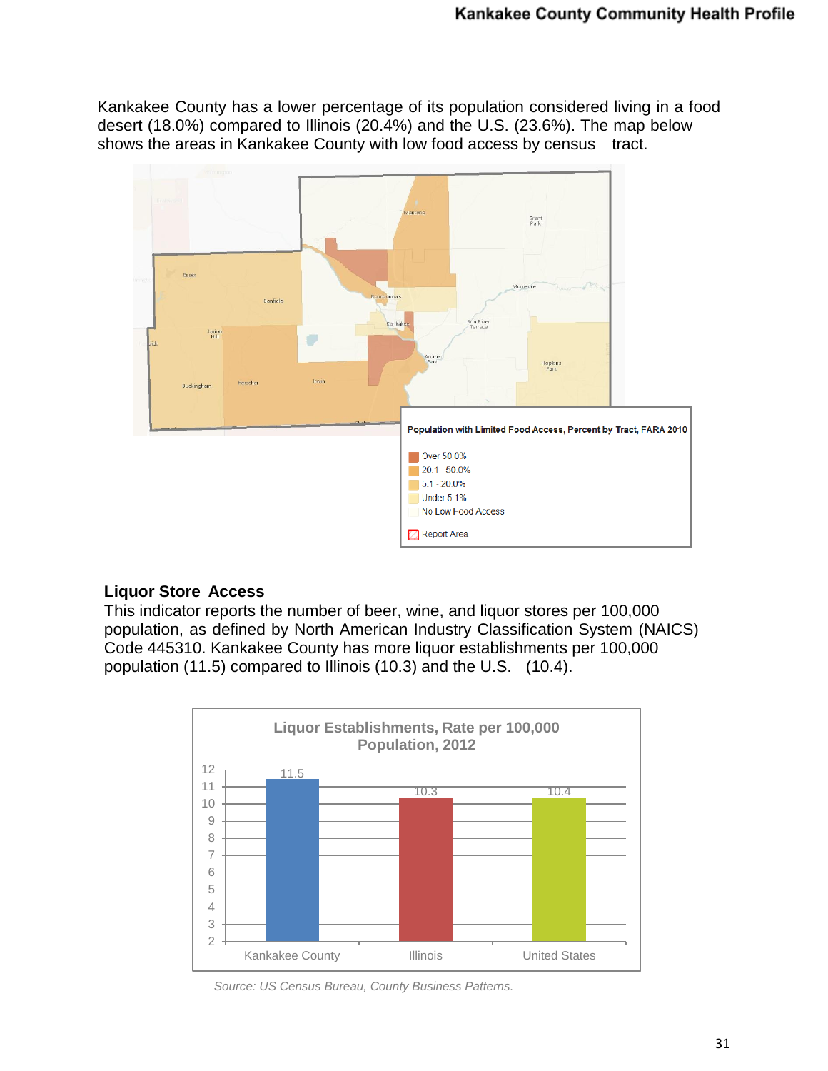Kankakee County has a lower percentage of its population considered living in a food desert (18.0%) compared to Illinois (20.4%) and the U.S. (23.6%). The map below shows the areas in Kankakee County with low food access by census tract.

Population with Limited Food Access, Percent by Tract, FARA 2010

- Over 50.0%
- 20.1 - 50.0%
- 5.1 - 20.0%
- Under 5.1%
- No Low Food Access
- Report Area

## Liquor Store Access

This indicator reports the number of beer, wine, and liquor stores per 100,000 population, as defined by North American Industry Classification System (NAICS) Code 445310. Kankakee County has more liquor establishments per 100,000 population (11.5) compared to Illinois (10.3) and the U.S. (10.4).

**Liquor Establishments, Rate per 100,000 Population, 2012**

| Area | Rate |
|---|---|
| Kankakee County | 11.5 |
| Illinois | 10.3 |
| United States | 10.4 |

*Source: US Census Bureau, County Business Patterns.*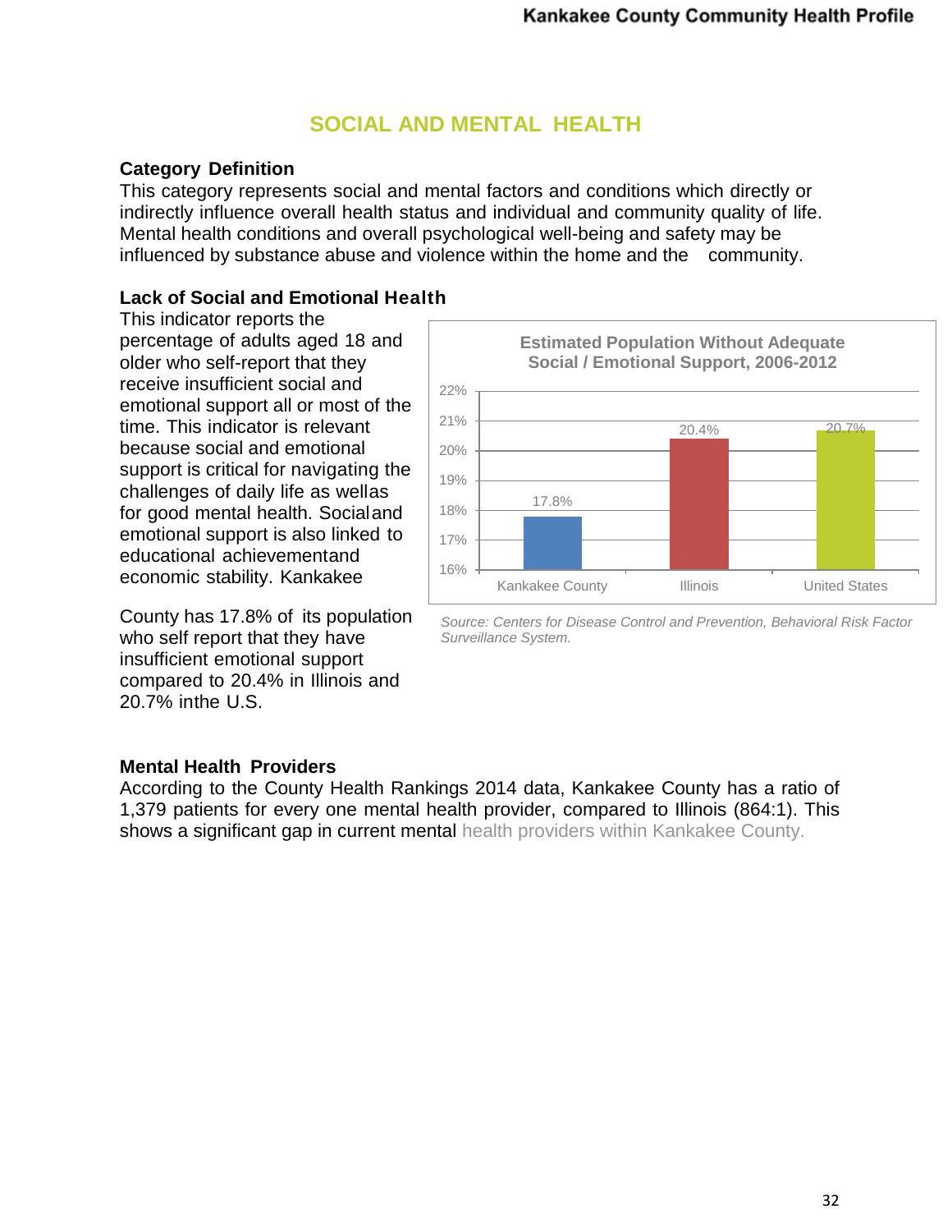## SOCIAL AND MENTAL HEALTH

### Category Definition

This category represents social and mental factors and conditions which directly or indirectly influence overall health status and individual and community quality of life. Mental health conditions and overall psychological well-being and safety may be influenced by substance abuse and violence within the home and the community.

### Lack of Social and Emotional Health

This indicator reports the percentage of adults aged 18 and older who self-report that they receive insufficient social and emotional support all or most of the time. This indicator is relevant because social and emotional support is critical for navigating the challenges of daily life as well as for good mental health. Social and emotional support is also linked to educational achievement and economic stability. Kankakee County has 17.8% of its population who self report that they have insufficient emotional support compared to 20.4% in Illinois and 20.7% in the U.S.

**Estimated Population Without Adequate Social / Emotional Support, 2006-2012**

| Area | Percent |
|---|---|
| Kankakee County | 17.8% |
| Illinois | 20.4% |
| United States | 20.7% |

*Source: Centers for Disease Control and Prevention, Behavioral Risk Factor Surveillance System.*

### Mental Health Providers

According to the County Health Rankings 2014 data, Kankakee County has a ratio of 1,379 patients for every one mental health provider, compared to Illinois (864:1). This shows a significant gap in current mental health providers within Kankakee County.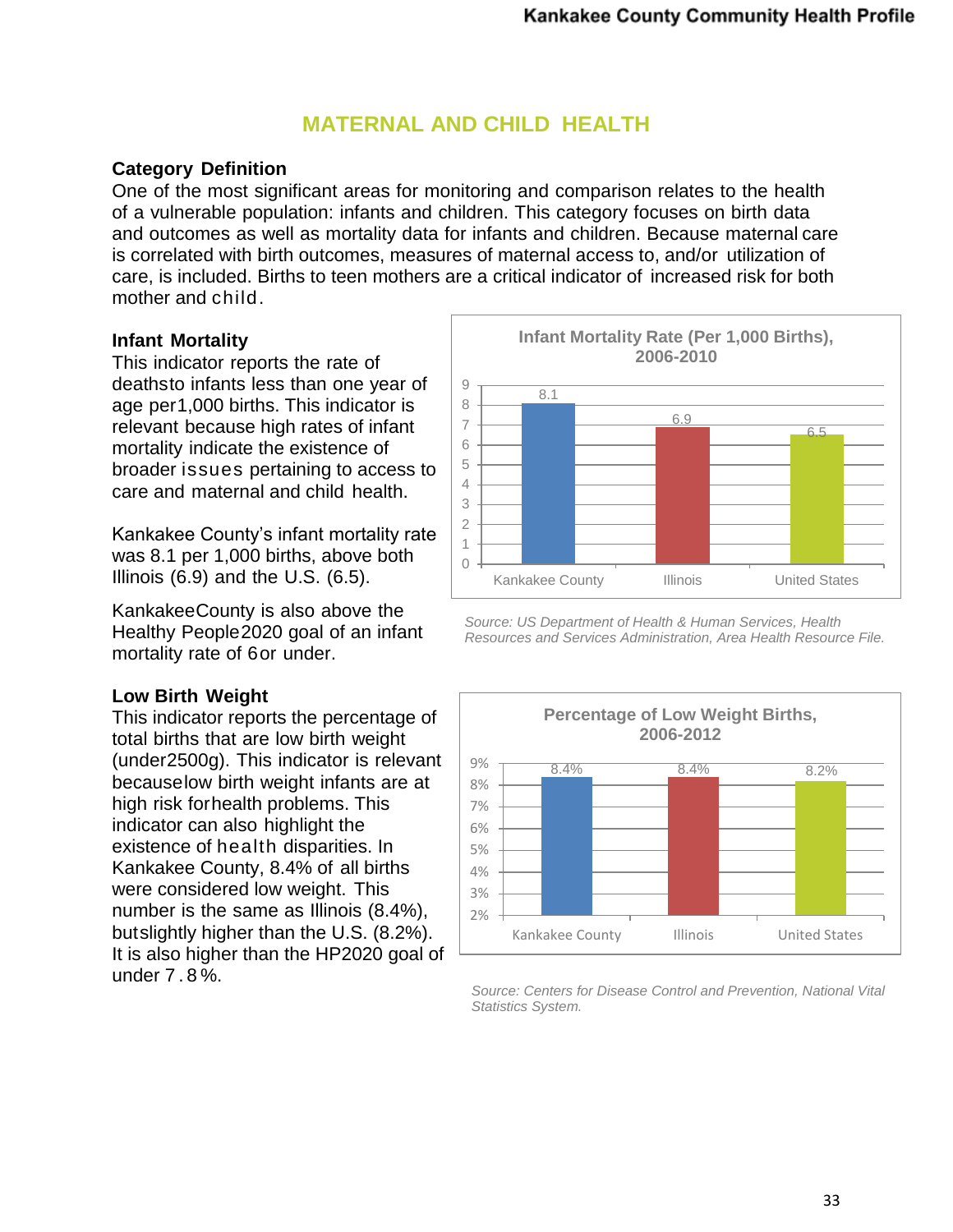# MATERNAL AND CHILD HEALTH

## Category Definition

One of the most significant areas for monitoring and comparison relates to the health of a vulnerable population: infants and children. This category focuses on birth data and outcomes as well as mortality data for infants and children. Because maternal care is correlated with birth outcomes, measures of maternal access to, and/or utilization of care, is included. Births to teen mothers are a critical indicator of increased risk for both mother and child.

## Infant Mortality

This indicator reports the rate of deathsto infants less than one year of age per1,000 births. This indicator is relevant because high rates of infant mortality indicate the existence of broader issues pertaining to access to care and maternal and child health.

Kankakee County's infant mortality rate was 8.1 per 1,000 births, above both Illinois (6.9) and the U.S. (6.5).

KankakeeCounty is also above the Healthy People2020 goal of an infant mortality rate of 6or under.

**Infant Mortality Rate (Per 1,000 Births), 2006-2010**

| | Kankakee County | Illinois | United States |
|---|---|---|---|
| Infant Mortality Rate | 8.1 | 6.9 | 6.5 |

*Source: US Department of Health & Human Services, Health Resources and Services Administration, Area Health Resource File.*

## Low Birth Weight

This indicator reports the percentage of total births that are low birth weight (under2500g). This indicator is relevant becauselow birth weight infants are at high risk forhealth problems. This indicator can also highlight the existence of health disparities. In Kankakee County, 8.4% of all births were considered low weight. This number is the same as Illinois (8.4%), butslightly higher than the U.S. (8.2%). It is also higher than the HP2020 goal of under 7.8%.

**Percentage of Low Weight Births, 2006-2012**

| | Kankakee County | Illinois | United States |
|---|---|---|---|
| Low Weight Births | 8.4% | 8.4% | 8.2% |

*Source: Centers for Disease Control and Prevention, National Vital Statistics System.*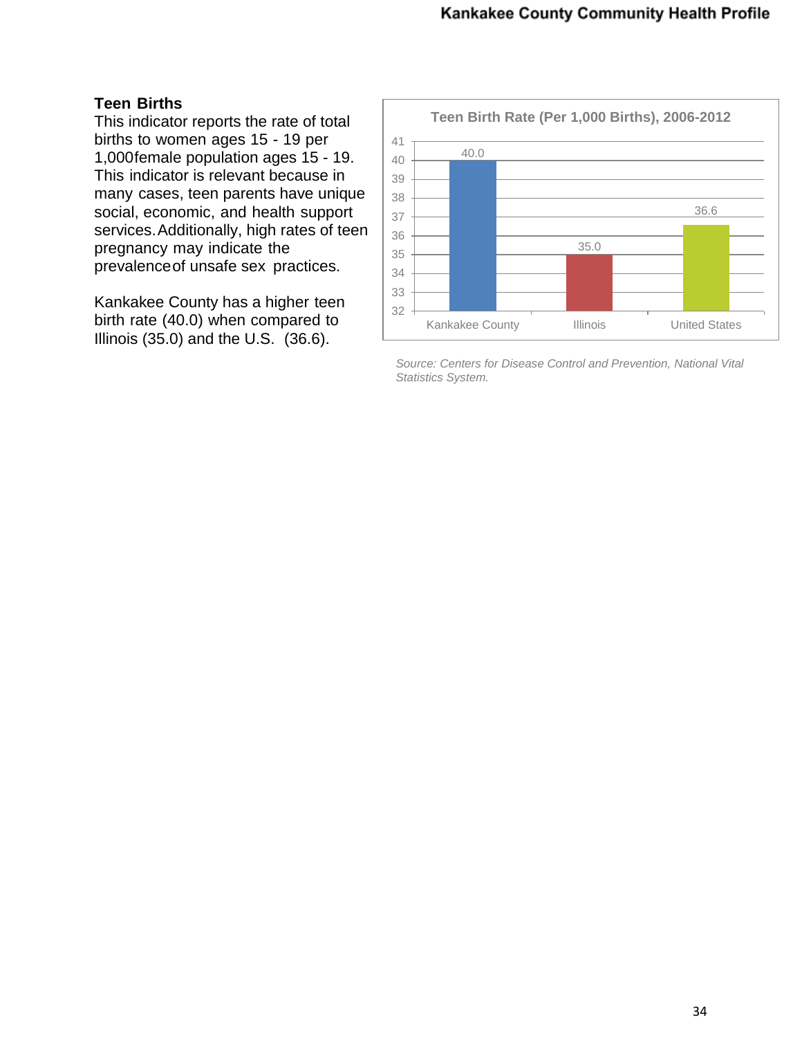## Teen Births

This indicator reports the rate of total births to women ages 15 - 19 per 1,000female population ages 15 - 19. This indicator is relevant because in many cases, teen parents have unique social, economic, and health support services. Additionally, high rates of teen pregnancy may indicate the prevalence of unsafe sex practices.

Kankakee County has a higher teen birth rate (40.0) when compared to Illinois (35.0) and the U.S. (36.6).

**Teen Birth Rate (Per 1,000 Births), 2006-2012**

| | Kankakee County | Illinois | United States |
|---|---|---|---|
| Teen Birth Rate | 40.0 | 35.0 | 36.6 |

*Source: Centers for Disease Control and Prevention, National Vital Statistics System.*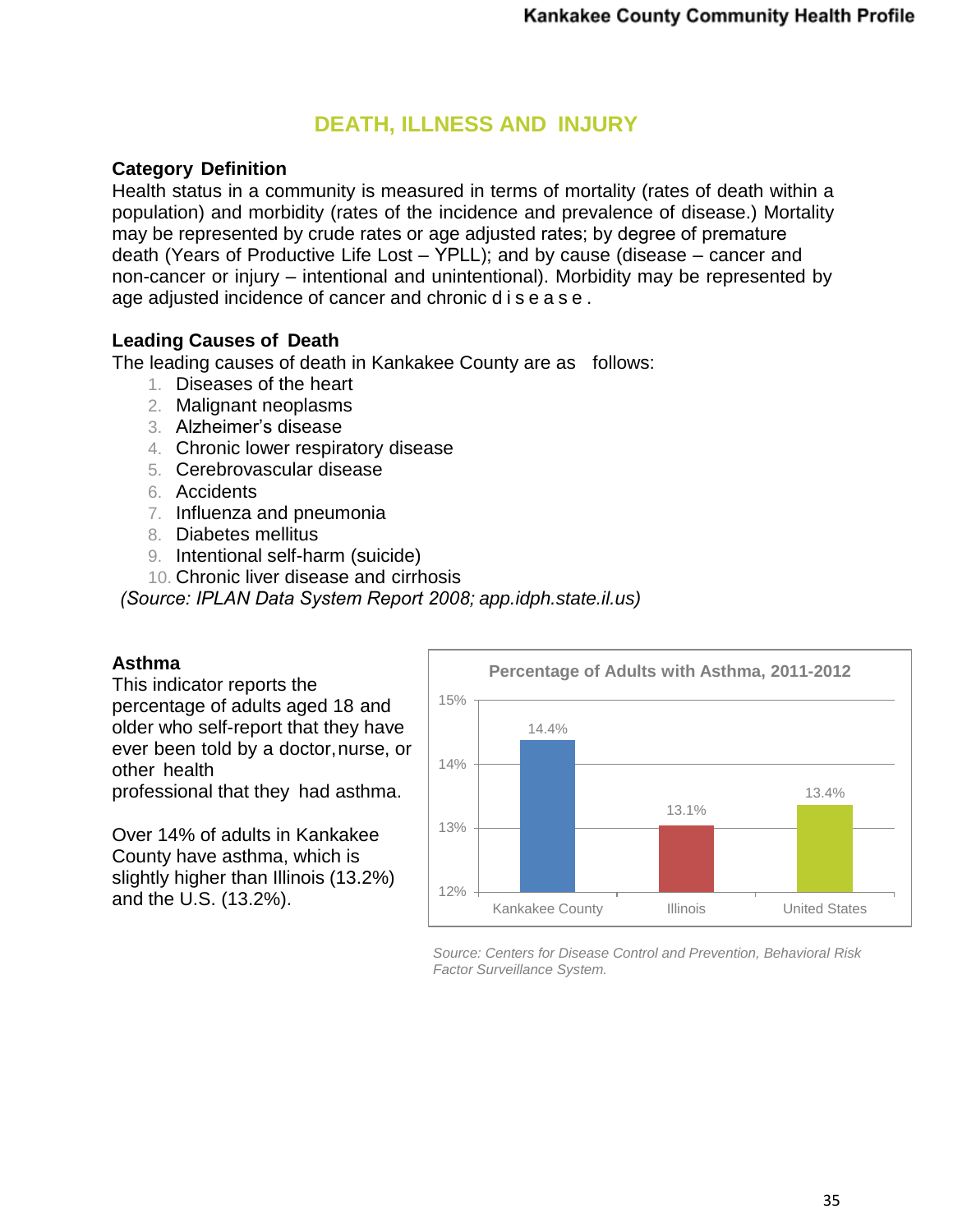## DEATH, ILLNESS AND INJURY

### Category Definition

Health status in a community is measured in terms of mortality (rates of death within a population) and morbidity (rates of the incidence and prevalence of disease.) Mortality may be represented by crude rates or age adjusted rates; by degree of premature death (Years of Productive Life Lost – YPLL); and by cause (disease – cancer and non-cancer or injury – intentional and unintentional). Morbidity may be represented by age adjusted incidence of cancer and chronic disease.

### Leading Causes of Death

The leading causes of death in Kankakee County are as follows:

1. Diseases of the heart
2. Malignant neoplasms
3. Alzheimer's disease
4. Chronic lower respiratory disease
5. Cerebrovascular disease
6. Accidents
7. Influenza and pneumonia
8. Diabetes mellitus
9. Intentional self-harm (suicide)
10. Chronic liver disease and cirrhosis

*(Source: IPLAN Data System Report 2008; app.idph.state.il.us)*

### Asthma

This indicator reports the percentage of adults aged 18 and older who self-report that they have ever been told by a doctor, nurse, or other health professional that they had asthma.

Over 14% of adults in Kankakee County have asthma, which is slightly higher than Illinois (13.2%) and the U.S. (13.2%).

**Percentage of Adults with Asthma, 2011-2012**

| Area | Percentage |
|---|---|
| Kankakee County | 14.4% |
| Illinois | 13.1% |
| United States | 13.4% |

*Source: Centers for Disease Control and Prevention, Behavioral Risk Factor Surveillance System.*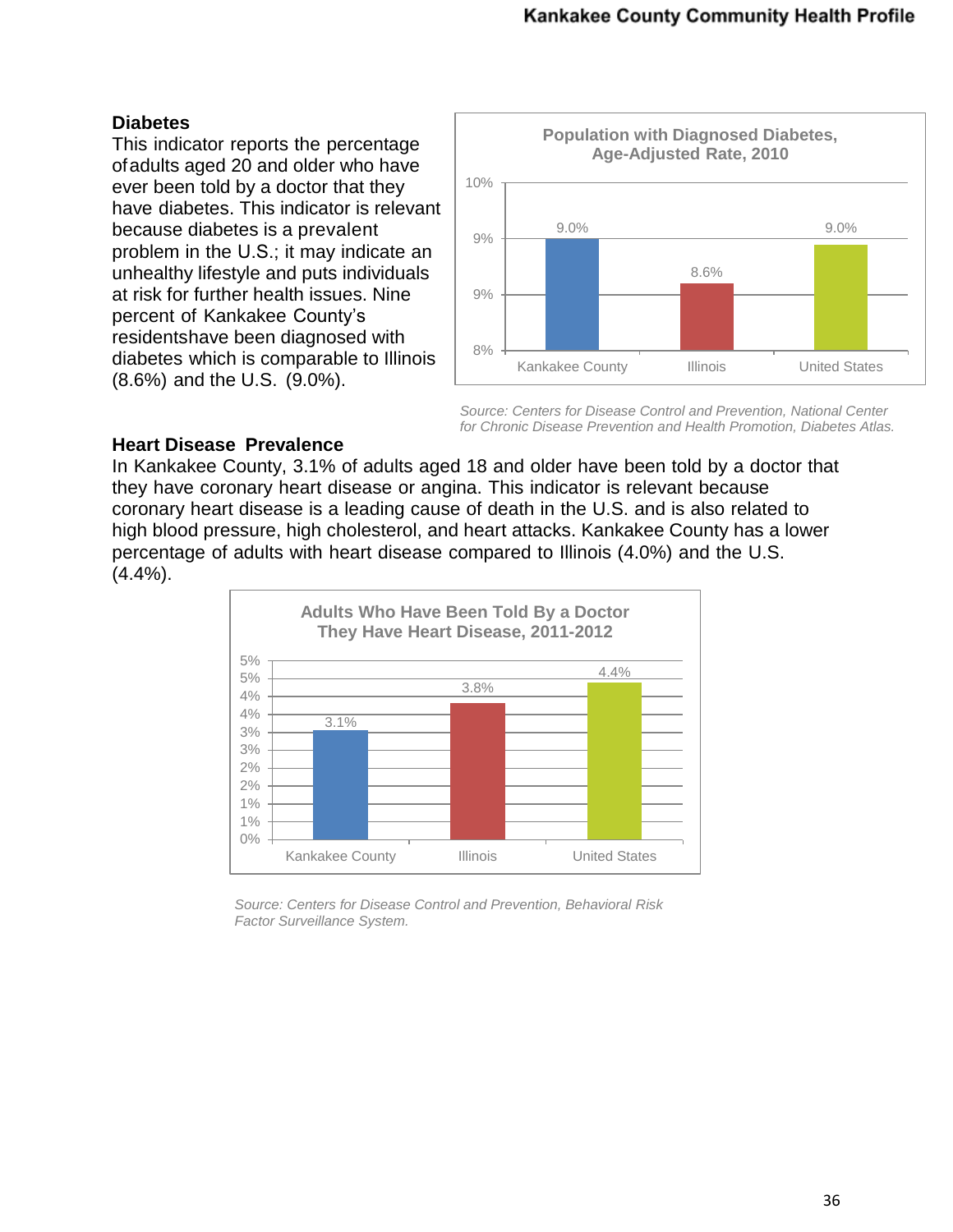## Diabetes

This indicator reports the percentage ofadults aged 20 and older who have ever been told by a doctor that they have diabetes. This indicator is relevant because diabetes is a prevalent problem in the U.S.; it may indicate an unhealthy lifestyle and puts individuals at risk for further health issues. Nine percent of Kankakee County's residentshave been diagnosed with diabetes which is comparable to Illinois (8.6%) and the U.S. (9.0%).

**Population with Diagnosed Diabetes, Age-Adjusted Rate, 2010**

| | Kankakee County | Illinois | United States |
|---|---|---|---|
| Rate | 9.0% | 8.6% | 9.0% |

*Source: Centers for Disease Control and Prevention, National Center for Chronic Disease Prevention and Health Promotion, Diabetes Atlas.*

## Heart Disease Prevalence

In Kankakee County, 3.1% of adults aged 18 and older have been told by a doctor that they have coronary heart disease or angina. This indicator is relevant because coronary heart disease is a leading cause of death in the U.S. and is also related to high blood pressure, high cholesterol, and heart attacks. Kankakee County has a lower percentage of adults with heart disease compared to Illinois (4.0%) and the U.S. (4.4%).

**Adults Who Have Been Told By a Doctor They Have Heart Disease, 2011-2012**

| | Kankakee County | Illinois | United States |
|---|---|---|---|
| Percent | 3.1% | 3.8% | 4.4% |

*Source: Centers for Disease Control and Prevention, Behavioral Risk Factor Surveillance System.*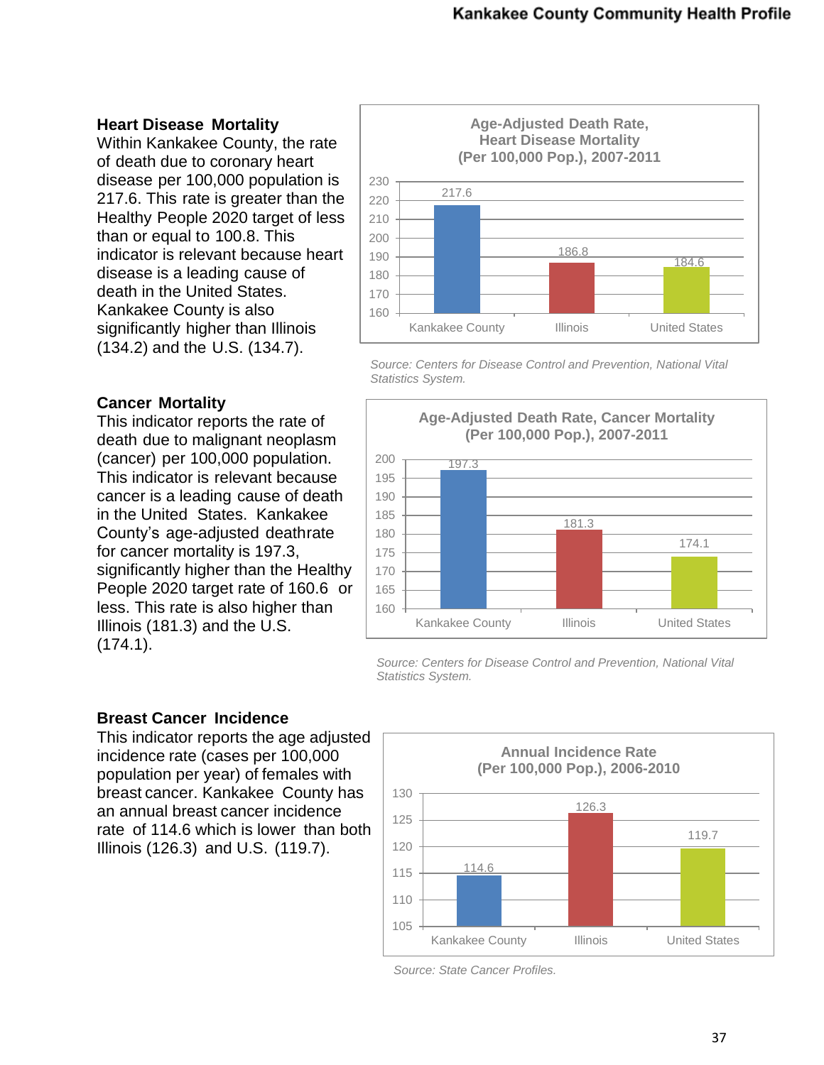### Heart Disease Mortality

Within Kankakee County, the rate of death due to coronary heart disease per 100,000 population is 217.6. This rate is greater than the Healthy People 2020 target of less than or equal to 100.8. This indicator is relevant because heart disease is a leading cause of death in the United States. Kankakee County is also significantly higher than Illinois (134.2) and the U.S. (134.7).

**Age-Adjusted Death Rate, Heart Disease Mortality (Per 100,000 Pop.), 2007-2011**

| | Kankakee County | Illinois | United States |
|---|---|---|---|
| Rate | 217.6 | 186.8 | 184.6 |

*Source: Centers for Disease Control and Prevention, National Vital Statistics System.*

### Cancer Mortality

This indicator reports the rate of death due to malignant neoplasm (cancer) per 100,000 population. This indicator is relevant because cancer is a leading cause of death in the United States. Kankakee County's age-adjusted deathrate for cancer mortality is 197.3, significantly higher than the Healthy People 2020 target rate of 160.6 or less. This rate is also higher than Illinois (181.3) and the U.S. (174.1).

**Age-Adjusted Death Rate, Cancer Mortality (Per 100,000 Pop.), 2007-2011**

| | Kankakee County | Illinois | United States |
|---|---|---|---|
| Rate | 197.3 | 181.3 | 174.1 |

*Source: Centers for Disease Control and Prevention, National Vital Statistics System.*

### Breast Cancer Incidence

This indicator reports the age adjusted incidence rate (cases per 100,000 population per year) of females with breast cancer. Kankakee County has an annual breast cancer incidence rate of 114.6 which is lower than both Illinois (126.3) and U.S. (119.7).

**Annual Incidence Rate (Per 100,000 Pop.), 2006-2010**

| | Kankakee County | Illinois | United States |
|---|---|---|---|
| Rate | 114.6 | 126.3 | 119.7 |

*Source: State Cancer Profiles.*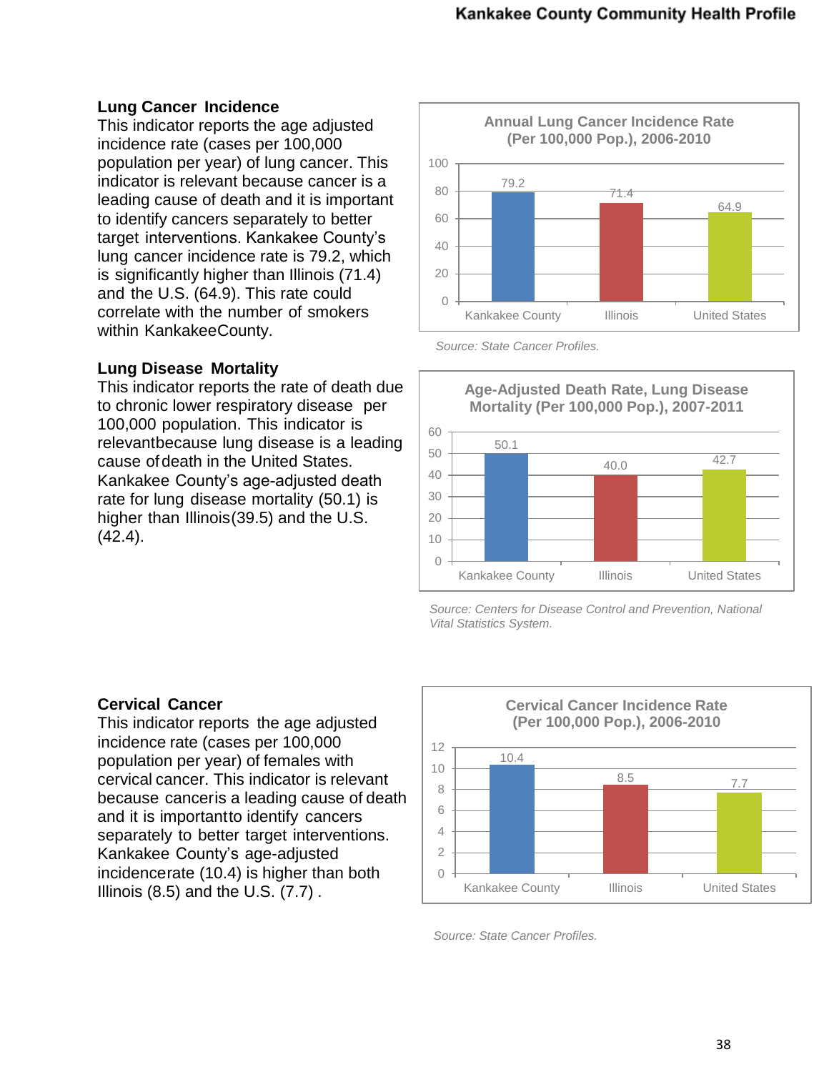## Lung Cancer Incidence

This indicator reports the age adjusted incidence rate (cases per 100,000 population per year) of lung cancer. This indicator is relevant because cancer is a leading cause of death and it is important to identify cancers separately to better target interventions. Kankakee County's lung cancer incidence rate is 79.2, which is significantly higher than Illinois (71.4) and the U.S. (64.9). This rate could correlate with the number of smokers within KankakeeCounty.

**Annual Lung Cancer Incidence Rate (Per 100,000 Pop.), 2006-2010**

| | Kankakee County | Illinois | United States |
|---|---|---|---|
| Rate | 79.2 | 71.4 | 64.9 |

*Source: State Cancer Profiles.*

## Lung Disease Mortality

This indicator reports the rate of death due to chronic lower respiratory disease per 100,000 population. This indicator is relevantbecause lung disease is a leading cause of death in the United States. Kankakee County's age-adjusted death rate for lung disease mortality (50.1) is higher than Illinois(39.5) and the U.S. (42.4).

**Age-Adjusted Death Rate, Lung Disease Mortality (Per 100,000 Pop.), 2007-2011**

| | Kankakee County | Illinois | United States |
|---|---|---|---|
| Rate | 50.1 | 40.0 | 42.7 |

*Source: Centers for Disease Control and Prevention, National Vital Statistics System.*

## Cervical Cancer

This indicator reports the age adjusted incidence rate (cases per 100,000 population per year) of females with cervical cancer. This indicator is relevant because canceris a leading cause of death and it is importantto identify cancers separately to better target interventions. Kankakee County's age-adjusted incidencerate (10.4) is higher than both Illinois (8.5) and the U.S. (7.7) .

**Cervical Cancer Incidence Rate (Per 100,000 Pop.), 2006-2010**

| | Kankakee County | Illinois | United States |
|---|---|---|---|
| Rate | 10.4 | 8.5 | 7.7 |

*Source: State Cancer Profiles.*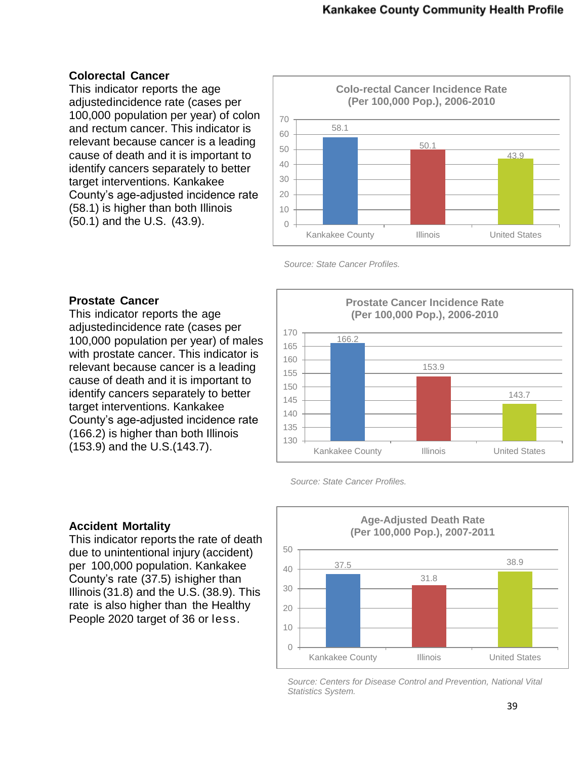## Colorectal Cancer

This indicator reports the age adjustedincidence rate (cases per 100,000 population per year) of colon and rectum cancer. This indicator is relevant because cancer is a leading cause of death and it is important to identify cancers separately to better target interventions. Kankakee County's age-adjusted incidence rate (58.1) is higher than both Illinois (50.1) and the U.S. (43.9).

**Colo-rectal Cancer Incidence Rate (Per 100,000 Pop.), 2006-2010**

| | Kankakee County | Illinois | United States |
|---|---|---|---|
| Rate | 58.1 | 50.1 | 43.9 |

*Source: State Cancer Profiles.*

## Prostate Cancer

This indicator reports the age adjustedincidence rate (cases per 100,000 population per year) of males with prostate cancer. This indicator is relevant because cancer is a leading cause of death and it is important to identify cancers separately to better target interventions. Kankakee County's age-adjusted incidence rate (166.2) is higher than both Illinois (153.9) and the U.S.(143.7).

**Prostate Cancer Incidence Rate (Per 100,000 Pop.), 2006-2010**

| | Kankakee County | Illinois | United States |
|---|---|---|---|
| Rate | 166.2 | 153.9 | 143.7 |

*Source: State Cancer Profiles.*

## Accident Mortality

This indicator reports the rate of death due to unintentional injury (accident) per 100,000 population. Kankakee County's rate (37.5) ishigher than Illinois (31.8) and the U.S. (38.9). This rate is also higher than the Healthy People 2020 target of 36 or less.

**Age-Adjusted Death Rate (Per 100,000 Pop.), 2007-2011**

| | Kankakee County | Illinois | United States |
|---|---|---|---|
| Rate | 37.5 | 31.8 | 38.9 |

*Source: Centers for Disease Control and Prevention, National Vital Statistics System.*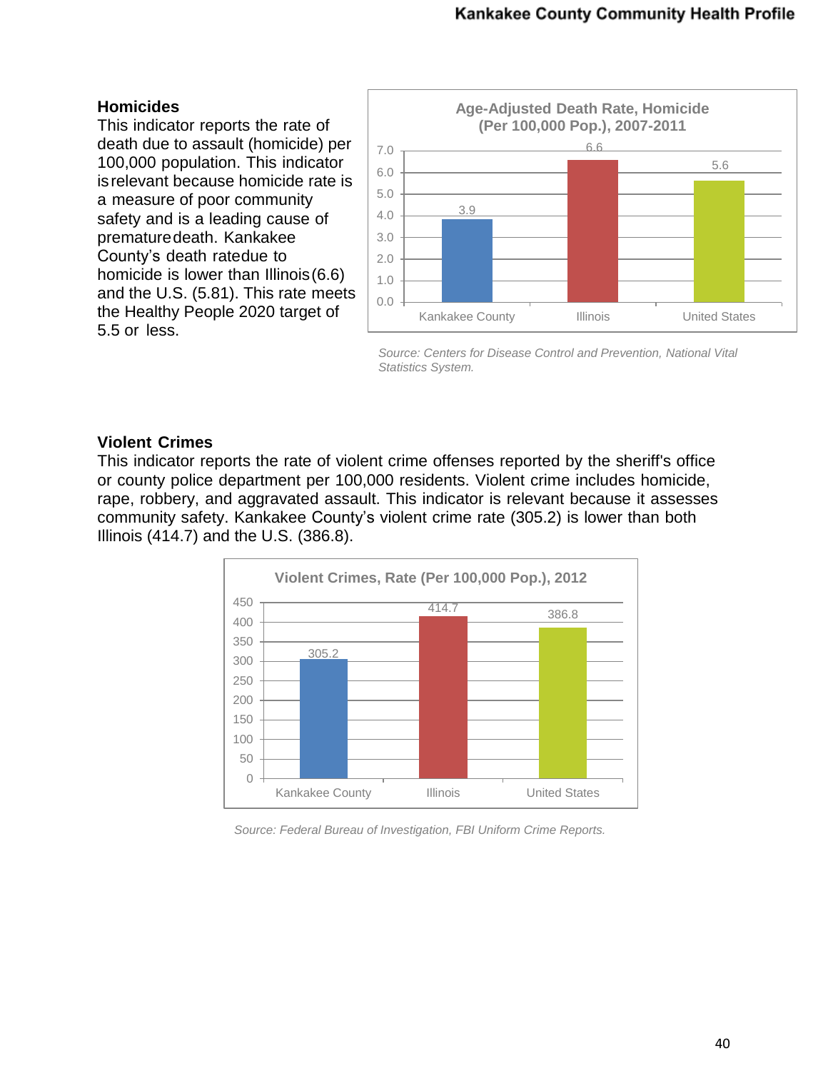## Homicides

This indicator reports the rate of death due to assault (homicide) per 100,000 population. This indicator is relevant because homicide rate is a measure of poor community safety and is a leading cause of premature death. Kankakee County's death rate due to homicide is lower than Illinois (6.6) and the U.S. (5.81). This rate meets the Healthy People 2020 target of 5.5 or less.

**Age-Adjusted Death Rate, Homicide (Per 100,000 Pop.), 2007-2011**

| | Kankakee County | Illinois | United States |
|---|---|---|---|
| Rate | 3.9 | 6.6 | 5.6 |

*Source: Centers for Disease Control and Prevention, National Vital Statistics System.*

## Violent Crimes

This indicator reports the rate of violent crime offenses reported by the sheriff's office or county police department per 100,000 residents. Violent crime includes homicide, rape, robbery, and aggravated assault. This indicator is relevant because it assesses community safety. Kankakee County's violent crime rate (305.2) is lower than both Illinois (414.7) and the U.S. (386.8).

**Violent Crimes, Rate (Per 100,000 Pop.), 2012**

| | Kankakee County | Illinois | United States |
|---|---|---|---|
| Rate | 305.2 | 414.7 | 386.8 |

*Source: Federal Bureau of Investigation, FBI Uniform Crime Reports.*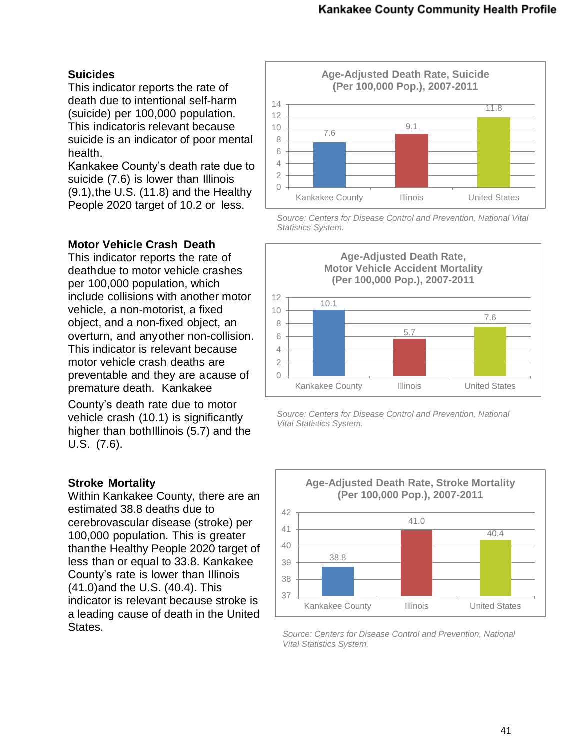## Suicides

This indicator reports the rate of death due to intentional self-harm (suicide) per 100,000 population. This indicatoris relevant because suicide is an indicator of poor mental health.

Kankakee County's death rate due to suicide (7.6) is lower than Illinois (9.1),the U.S. (11.8) and the Healthy People 2020 target of 10.2 or less.

**Age-Adjusted Death Rate, Suicide (Per 100,000 Pop.), 2007-2011**

| Kankakee County | Illinois | United States |
|---|---|---|
| 7.6 | 9.1 | 11.8 |

*Source: Centers for Disease Control and Prevention, National Vital Statistics System.*

## Motor Vehicle Crash Death

This indicator reports the rate of deathdue to motor vehicle crashes per 100,000 population, which include collisions with another motor vehicle, a non-motorist, a fixed object, and a non-fixed object, an overturn, and anyother non-collision. This indicator is relevant because motor vehicle crash deaths are preventable and they are acause of premature death. Kankakee County's death rate due to motor vehicle crash (10.1) is significantly higher than bothIllinois (5.7) and the U.S. (7.6).

**Age-Adjusted Death Rate, Motor Vehicle Accident Mortality (Per 100,000 Pop.), 2007-2011**

| Kankakee County | Illinois | United States |
|---|---|---|
| 10.1 | 5.7 | 7.6 |

*Source: Centers for Disease Control and Prevention, National Vital Statistics System.*

## Stroke Mortality

Within Kankakee County, there are an estimated 38.8 deaths due to cerebrovascular disease (stroke) per 100,000 population. This is greater thanthe Healthy People 2020 target of less than or equal to 33.8. Kankakee County's rate is lower than Illinois (41.0)and the U.S. (40.4). This indicator is relevant because stroke is a leading cause of death in the United States.

**Age-Adjusted Death Rate, Stroke Mortality (Per 100,000 Pop.), 2007-2011**

| Kankakee County | Illinois | United States |
|---|---|---|
| 38.8 | 41.0 | 40.4 |

*Source: Centers for Disease Control and Prevention, National Vital Statistics System.*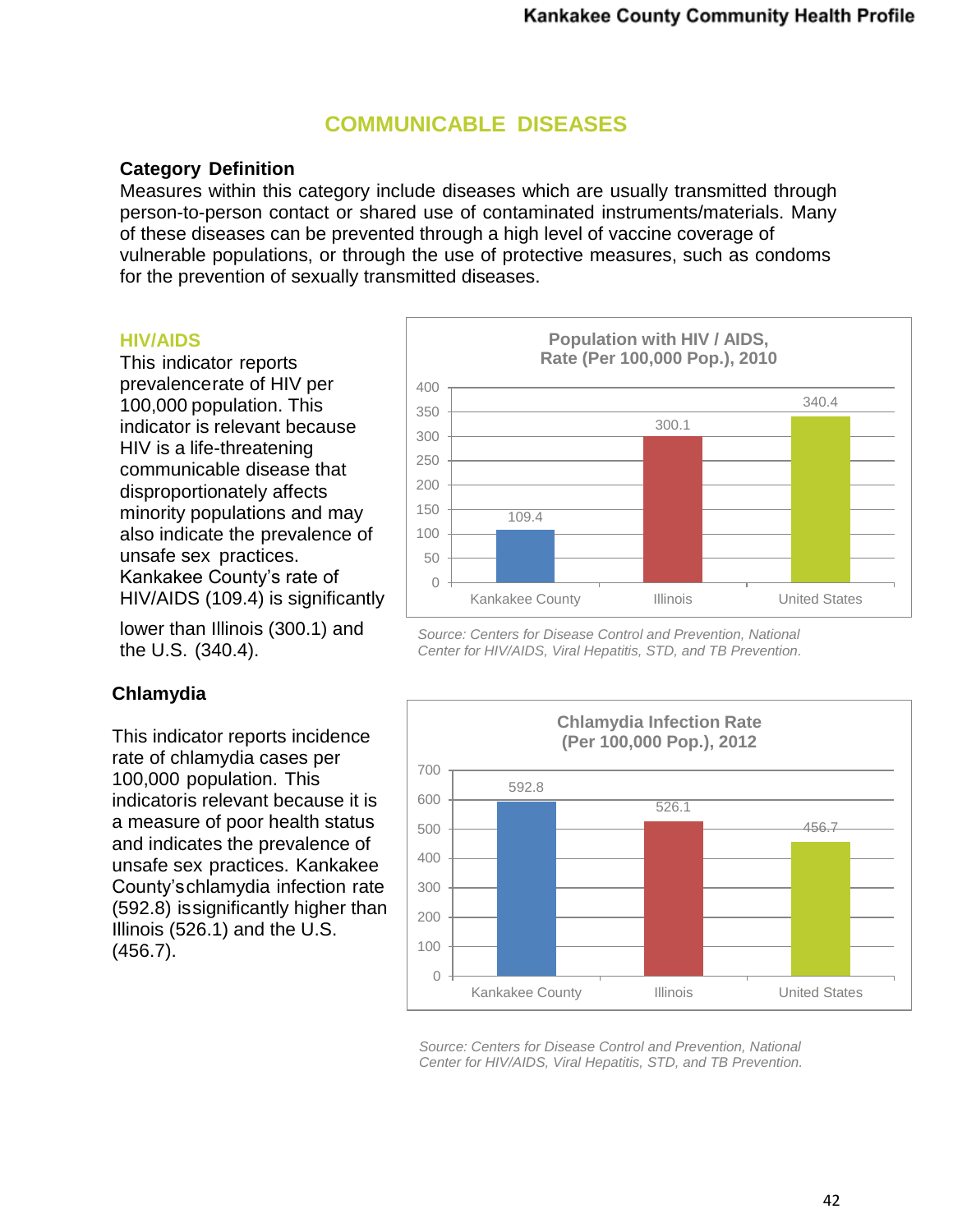# COMMUNICABLE DISEASES

**Category Definition**

Measures within this category include diseases which are usually transmitted through person-to-person contact or shared use of contaminated instruments/materials. Many of these diseases can be prevented through a high level of vaccine coverage of vulnerable populations, or through the use of protective measures, such as condoms for the prevention of sexually transmitted diseases.

## HIV/AIDS

This indicator reports prevalencerate of HIV per 100,000 population. This indicator is relevant because HIV is a life-threatening communicable disease that disproportionately affects minority populations and may also indicate the prevalence of unsafe sex practices. Kankakee County's rate of HIV/AIDS (109.4) is significantly lower than Illinois (300.1) and the U.S. (340.4).

**Population with HIV / AIDS, Rate (Per 100,000 Pop.), 2010**

| Area | Rate |
|---|---|
| Kankakee County | 109.4 |
| Illinois | 300.1 |
| United States | 340.4 |

*Source: Centers for Disease Control and Prevention, National Center for HIV/AIDS, Viral Hepatitis, STD, and TB Prevention.*

## Chlamydia

This indicator reports incidence rate of chlamydia cases per 100,000 population. This indicatoris relevant because it is a measure of poor health status and indicates the prevalence of unsafe sex practices. Kankakee County'schlamydia infection rate (592.8) issignificantly higher than Illinois (526.1) and the U.S. (456.7).

**Chlamydia Infection Rate (Per 100,000 Pop.), 2012**

| Area | Rate |
|---|---|
| Kankakee County | 592.8 |
| Illinois | 526.1 |
| United States | 456.7 |

*Source: Centers for Disease Control and Prevention, National Center for HIV/AIDS, Viral Hepatitis, STD, and TB Prevention.*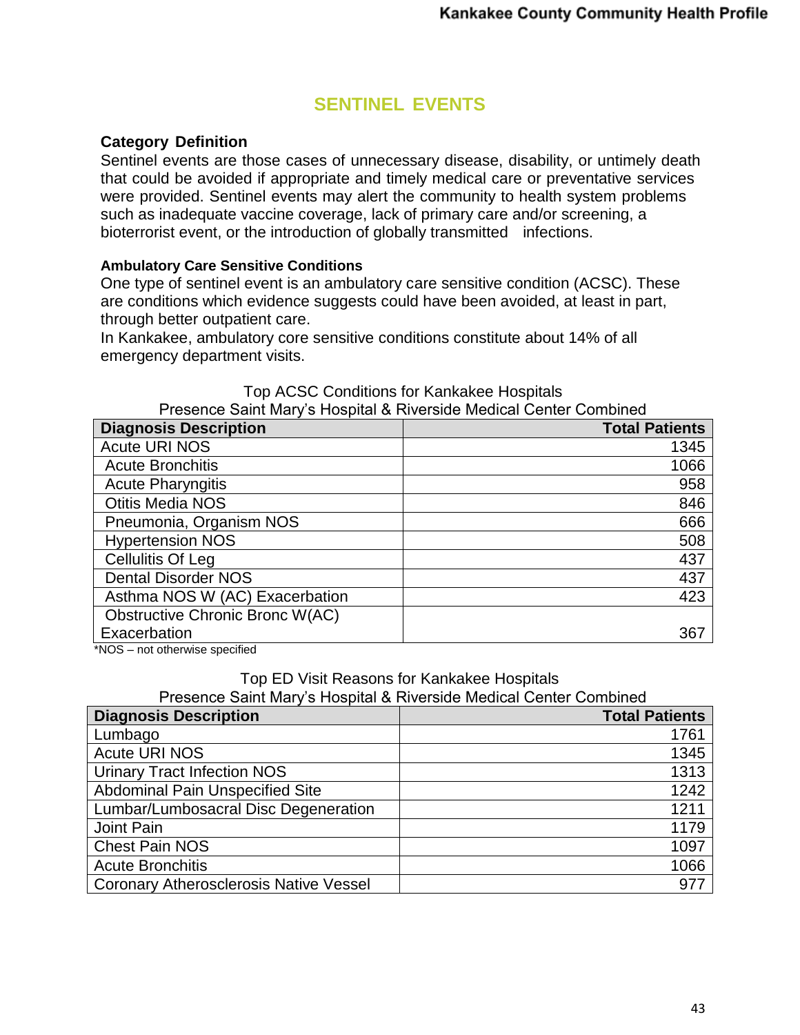## SENTINEL EVENTS

### Category Definition

Sentinel events are those cases of unnecessary disease, disability, or untimely death that could be avoided if appropriate and timely medical care or preventative services were provided. Sentinel events may alert the community to health system problems such as inadequate vaccine coverage, lack of primary care and/or screening, a bioterrorist event, or the introduction of globally transmitted infections.

#### Ambulatory Care Sensitive Conditions

One type of sentinel event is an ambulatory care sensitive condition (ACSC). These are conditions which evidence suggests could have been avoided, at least in part, through better outpatient care.

In Kankakee, ambulatory core sensitive conditions constitute about 14% of all emergency department visits.

Top ACSC Conditions for Kankakee Hospitals
Presence Saint Mary's Hospital & Riverside Medical Center Combined

| Diagnosis Description | Total Patients |
|---|---:|
| Acute URI NOS | 1345 |
| Acute Bronchitis | 1066 |
| Acute Pharyngitis | 958 |
| Otitis Media NOS | 846 |
| Pneumonia, Organism NOS | 666 |
| Hypertension NOS | 508 |
| Cellulitis Of Leg | 437 |
| Dental Disorder NOS | 437 |
| Asthma NOS W (AC) Exacerbation | 423 |
| Obstructive Chronic Bronc W(AC) Exacerbation | 367 |

*NOS – not otherwise specified

Top ED Visit Reasons for Kankakee Hospitals
Presence Saint Mary's Hospital & Riverside Medical Center Combined

| Diagnosis Description | Total Patients |
|---|---:|
| Lumbago | 1761 |
| Acute URI NOS | 1345 |
| Urinary Tract Infection NOS | 1313 |
| Abdominal Pain Unspecified Site | 1242 |
| Lumbar/Lumbosacral Disc Degeneration | 1211 |
| Joint Pain | 1179 |
| Chest Pain NOS | 1097 |
| Acute Bronchitis | 1066 |
| Coronary Atherosclerosis Native Vessel | 977 |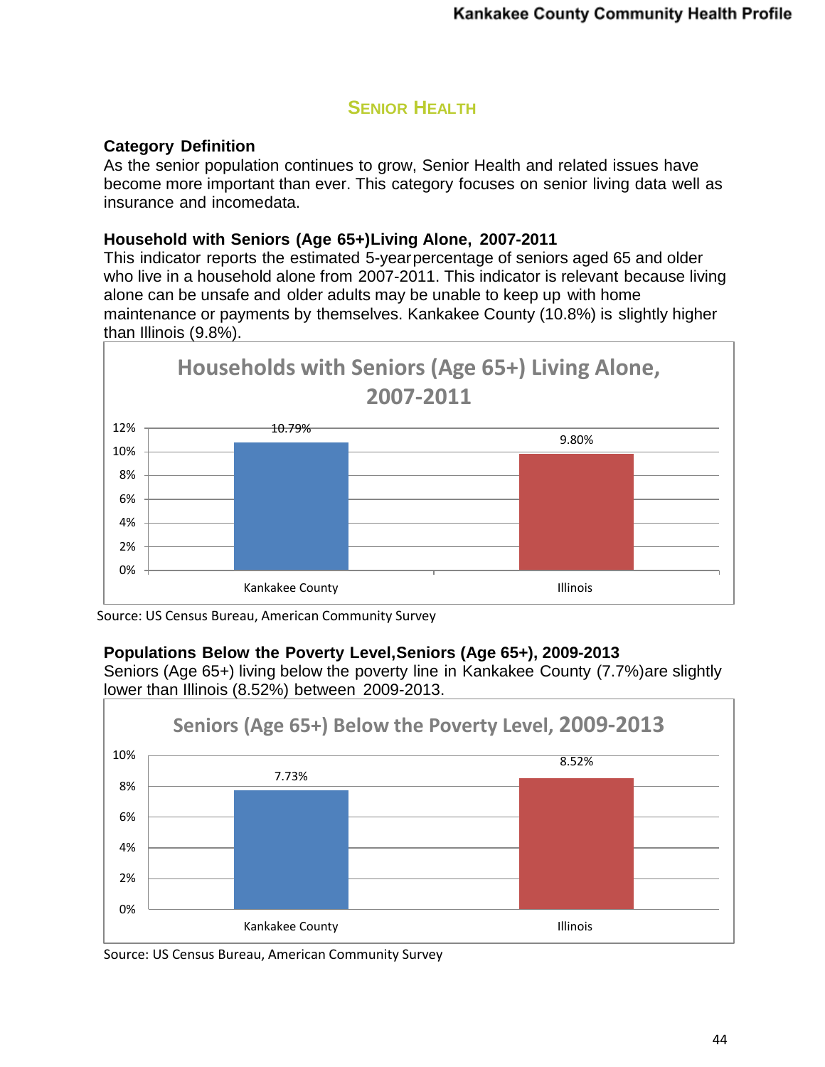## Senior Health

**Category Definition**

As the senior population continues to grow, Senior Health and related issues have become more important than ever. This category focuses on senior living data well as insurance and incomedata.

**Household with Seniors (Age 65+)Living Alone, 2007-2011**

This indicator reports the estimated 5-yearpercentage of seniors aged 65 and older who live in a household alone from 2007-2011. This indicator is relevant because living alone can be unsafe and older adults may be unable to keep up with home maintenance or payments by themselves. Kankakee County (10.8%) is slightly higher than Illinois (9.8%).

**Households with Seniors (Age 65+) Living Alone, 2007-2011**

| | Percent |
|---|---|
| Kankakee County | 10.79% |
| Illinois | 9.80% |

Source: US Census Bureau, American Community Survey

**Populations Below the Poverty Level,Seniors (Age 65+), 2009-2013**

Seniors (Age 65+) living below the poverty line in Kankakee County (7.7%)are slightly lower than Illinois (8.52%) between 2009-2013.

**Seniors (Age 65+) Below the Poverty Level, 2009-2013**

| | Percent |
|---|---|
| Kankakee County | 7.73% |
| Illinois | 8.52% |

Source: US Census Bureau, American Community Survey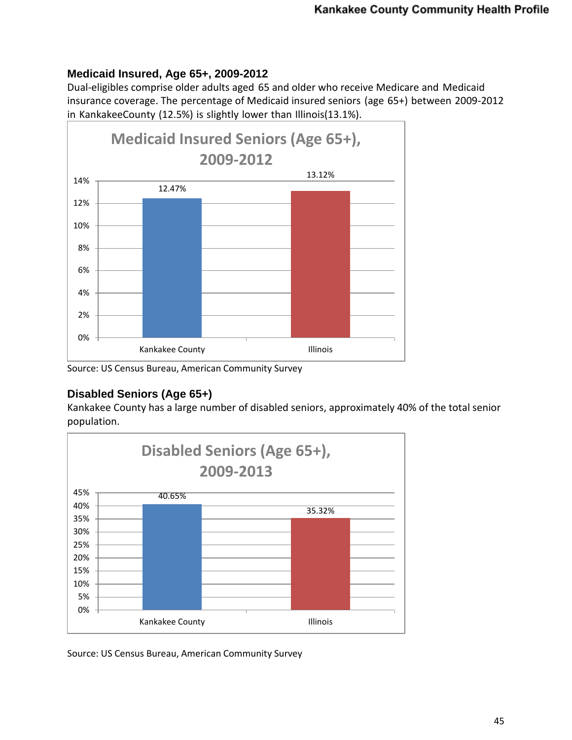### Medicaid Insured, Age 65+, 2009-2012

Dual-eligibles comprise older adults aged 65 and older who receive Medicare and Medicaid insurance coverage. The percentage of Medicaid insured seniors (age 65+) between 2009-2012 in KankakeeCounty (12.5%) is slightly lower than Illinois(13.1%).

Medicaid Insured Seniors (Age 65+), 2009-2012

14%
12%
10%
8%
6%
4%
2%
0%

12.47%
13.12%

Kankakee County
Illinois

Source: US Census Bureau, American Community Survey

### Disabled Seniors (Age 65+)

Kankakee County has a large number of disabled seniors, approximately 40% of the total senior population.

Disabled Seniors (Age 65+), 2009-2013

45%
40%
35%
30%
25%
20%
15%
10%
5%
0%

40.65%
35.32%

Kankakee County
Illinois

Source: US Census Bureau, American Community Survey